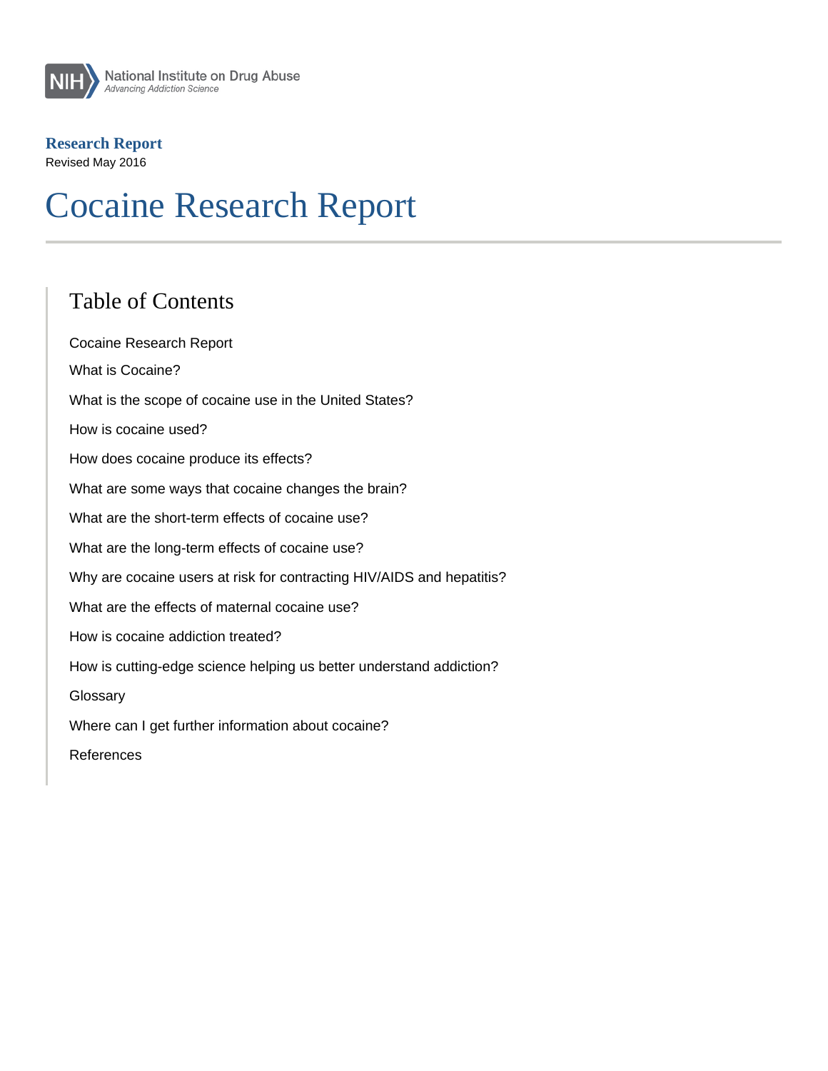National Institute on Drug Abuse
*Advancing Addiction Science*

**Research Report**
Revised May 2016

# Cocaine Research Report

## Table of Contents

- Cocaine Research Report
- What is Cocaine?
- What is the scope of cocaine use in the United States?
- How is cocaine used?
- How does cocaine produce its effects?
- What are some ways that cocaine changes the brain?
- What are the short-term effects of cocaine use?
- What are the long-term effects of cocaine use?
- Why are cocaine users at risk for contracting HIV/AIDS and hepatitis?
- What are the effects of maternal cocaine use?
- How is cocaine addiction treated?
- How is cutting-edge science helping us better understand addiction?
- Glossary
- Where can I get further information about cocaine?
- References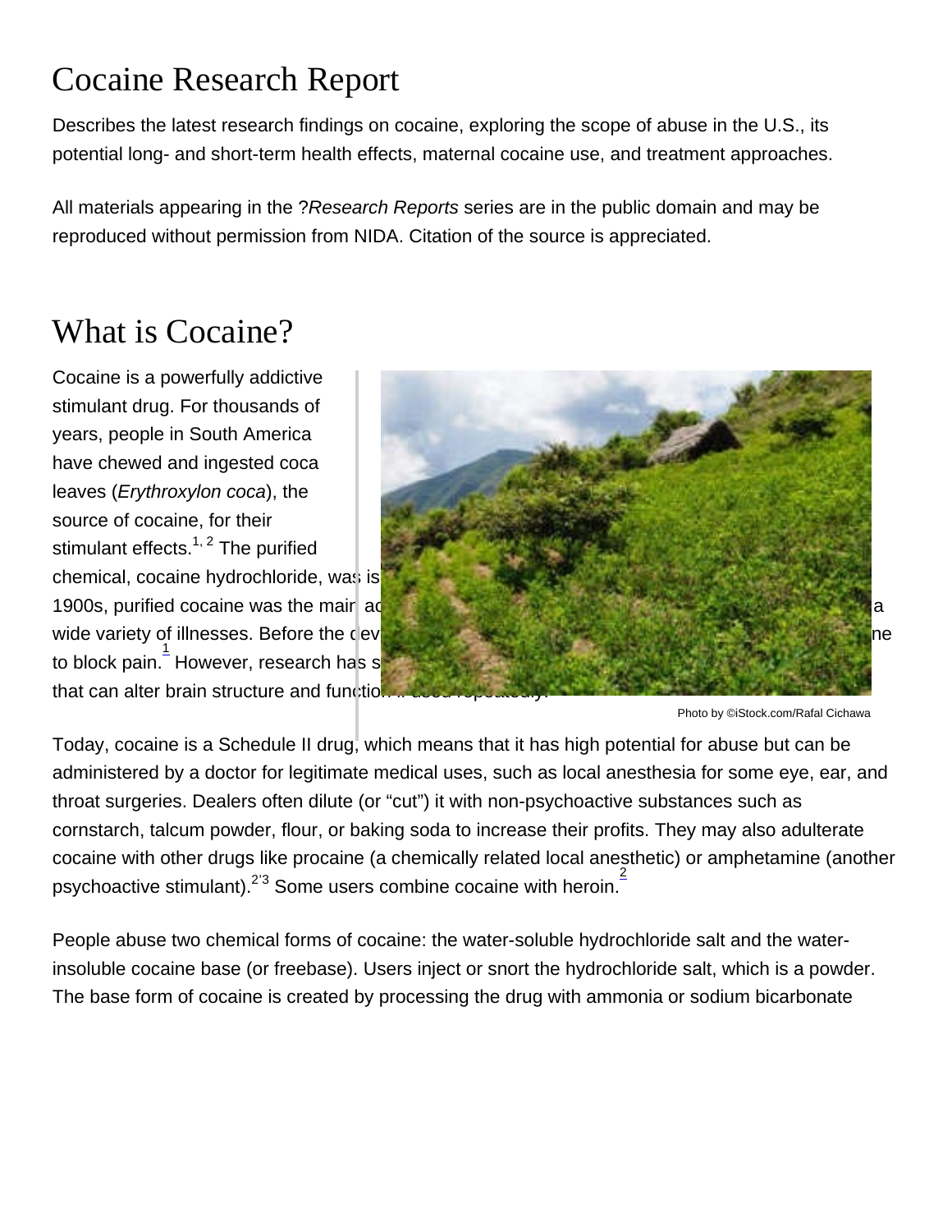# Cocaine Research Report

Describes the latest research findings on cocaine, exploring the scope of abuse in the U.S., its potential long- and short-term health effects, maternal cocaine use, and treatment approaches.

All materials appearing in the ?*Research Reports* series are in the public domain and may be reproduced without permission from NIDA. Citation of the source is appreciated.

# What is Cocaine?

Cocaine is a powerfully addictive stimulant drug. For thousands of years, people in South America have chewed and ingested coca leaves (*Erythroxylon coca*), the source of cocaine, for their stimulant effects.[1, 2] The purified chemical, cocaine hydrochloride, was is 1900s, purified cocaine was the main ac a wide variety of illnesses. Before the dev ne to block pain.[1] However, research has s that can alter brain structure and functio

Photo by ©iStock.com/Rafal Cichawa

Today, cocaine is a Schedule II drug, which means that it has high potential for abuse but can be administered by a doctor for legitimate medical uses, such as local anesthesia for some eye, ear, and throat surgeries. Dealers often dilute (or "cut") it with non-psychoactive substances such as cornstarch, talcum powder, flour, or baking soda to increase their profits. They may also adulterate cocaine with other drugs like procaine (a chemically related local anesthetic) or amphetamine (another psychoactive stimulant).[2'3] Some users combine cocaine with heroin.[2]

People abuse two chemical forms of cocaine: the water-soluble hydrochloride salt and the water-insoluble cocaine base (or freebase). Users inject or snort the hydrochloride salt, which is a powder. The base form of cocaine is created by processing the drug with ammonia or sodium bicarbonate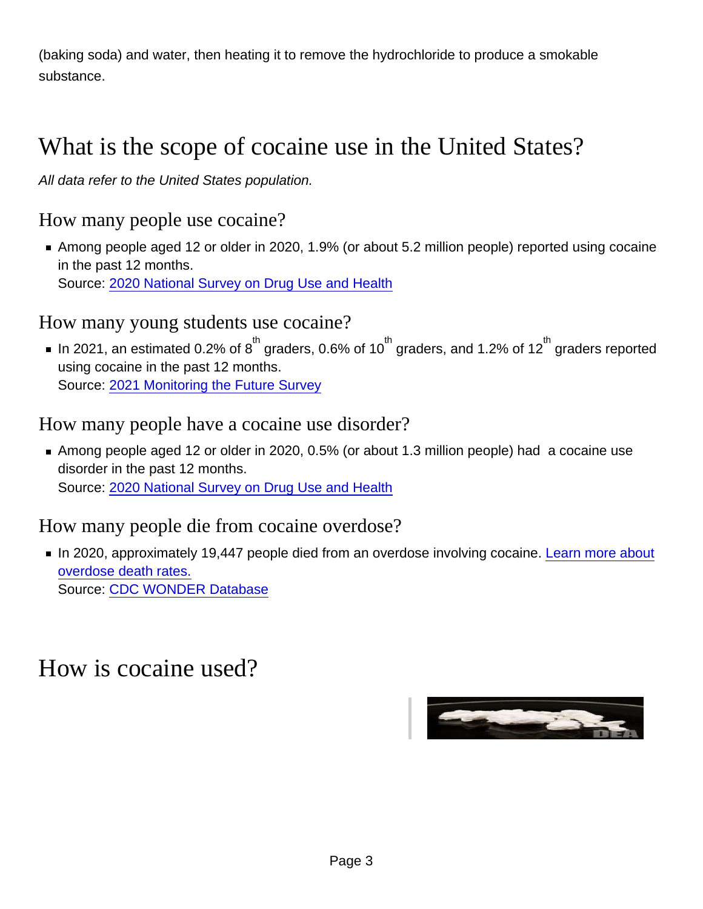(baking soda) and water, then heating it to remove the hydrochloride to produce a smokable substance.

## What is the scope of cocaine use in the United States?

*All data refer to the United States population.*

### How many people use cocaine?

- Among people aged 12 or older in 2020, 1.9% (or about 5.2 million people) reported using cocaine in the past 12 months.
  Source: [2020 National Survey on Drug Use and Health]

### How many young students use cocaine?

- In 2021, an estimated 0.2% of 8th graders, 0.6% of 10th graders, and 1.2% of 12th graders reported using cocaine in the past 12 months.
  Source: [2021 Monitoring the Future Survey]

### How many people have a cocaine use disorder?

- Among people aged 12 or older in 2020, 0.5% (or about 1.3 million people) had a cocaine use disorder in the past 12 months.
  Source: [2020 National Survey on Drug Use and Health]

### How many people die from cocaine overdose?

- In 2020, approximately 19,447 people died from an overdose involving cocaine. [Learn more about overdose death rates.]
  Source: [CDC WONDER Database]

## How is cocaine used?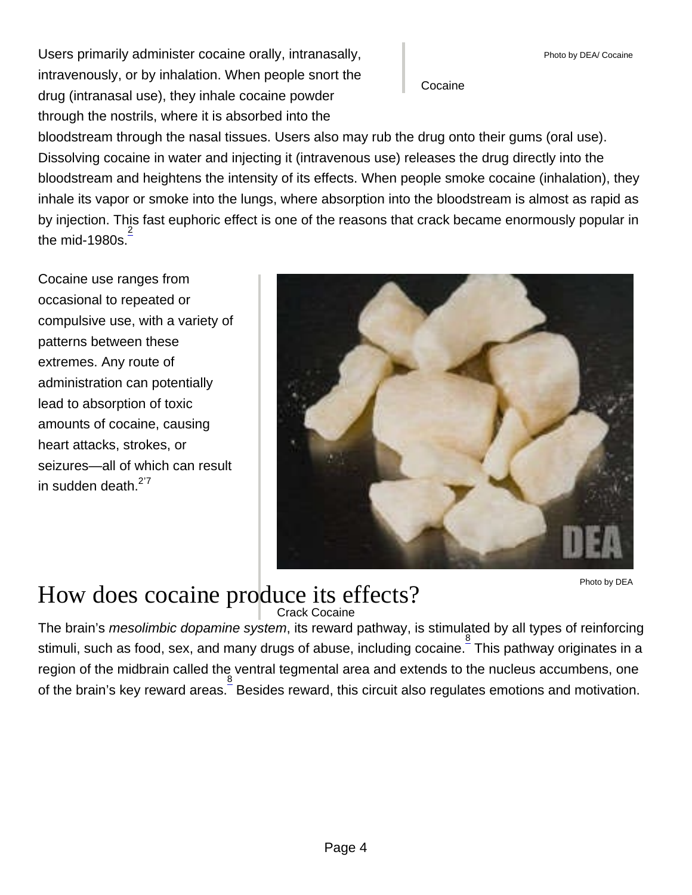Photo by DEA/ Cocaine

Cocaine

Users primarily administer cocaine orally, intranasally, intravenously, or by inhalation. When people snort the drug (intranasal use), they inhale cocaine powder through the nostrils, where it is absorbed into the bloodstream through the nasal tissues. Users also may rub the drug onto their gums (oral use). Dissolving cocaine in water and injecting it (intravenous use) releases the drug directly into the bloodstream and heightens the intensity of its effects. When people smoke cocaine (inhalation), they inhale its vapor or smoke into the lungs, where absorption into the bloodstream is almost as rapid as by injection. This fast euphoric effect is one of the reasons that crack became enormously popular in the mid-1980s.[2]

Cocaine use ranges from occasional to repeated or compulsive use, with a variety of patterns between these extremes. Any route of administration can potentially lead to absorption of toxic amounts of cocaine, causing heart attacks, strokes, or seizures—all of which can result in sudden death.[2,7]

Photo by DEA

Crack Cocaine

# How does cocaine produce its effects?

The brain's *mesolimbic dopamine system*, its reward pathway, is stimulated by all types of reinforcing stimuli, such as food, sex, and many drugs of abuse, including cocaine.[8] This pathway originates in a region of the midbrain called the ventral tegmental area and extends to the nucleus accumbens, one of the brain's key reward areas.[8] Besides reward, this circuit also regulates emotions and motivation.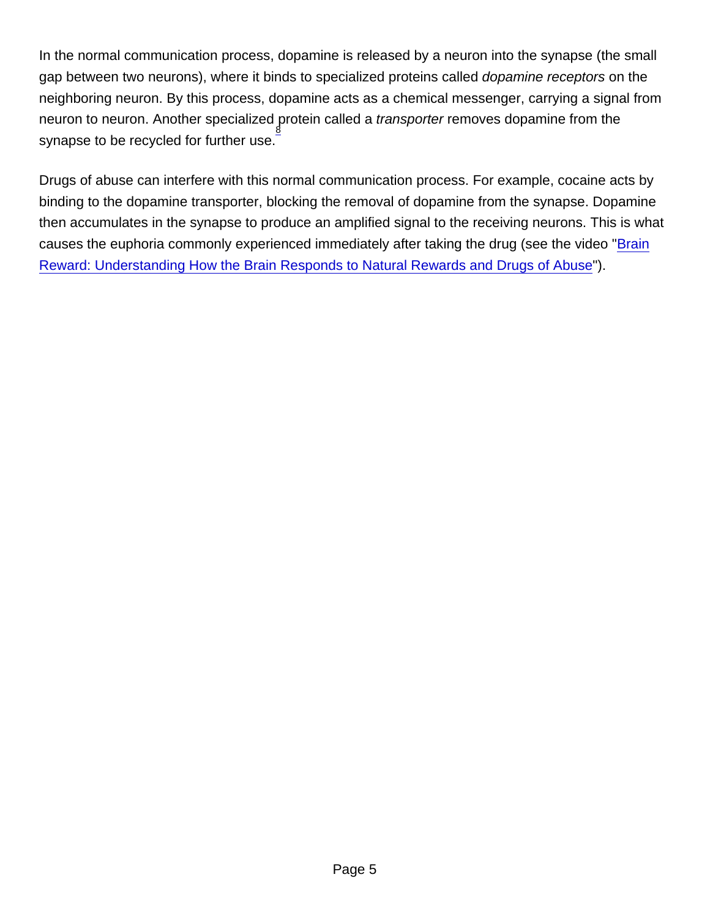In the normal communication process, dopamine is released by a neuron into the synapse (the small gap between two neurons), where it binds to specialized proteins called *dopamine receptors* on the neighboring neuron. By this process, dopamine acts as a chemical messenger, carrying a signal from neuron to neuron. Another specialized protein called a *transporter* removes dopamine from the synapse to be recycled for further use.[8]

Drugs of abuse can interfere with this normal communication process. For example, cocaine acts by binding to the dopamine transporter, blocking the removal of dopamine from the synapse. Dopamine then accumulates in the synapse to produce an amplified signal to the receiving neurons. This is what causes the euphoria commonly experienced immediately after taking the drug (see the video "Brain Reward: Understanding How the Brain Responds to Natural Rewards and Drugs of Abuse").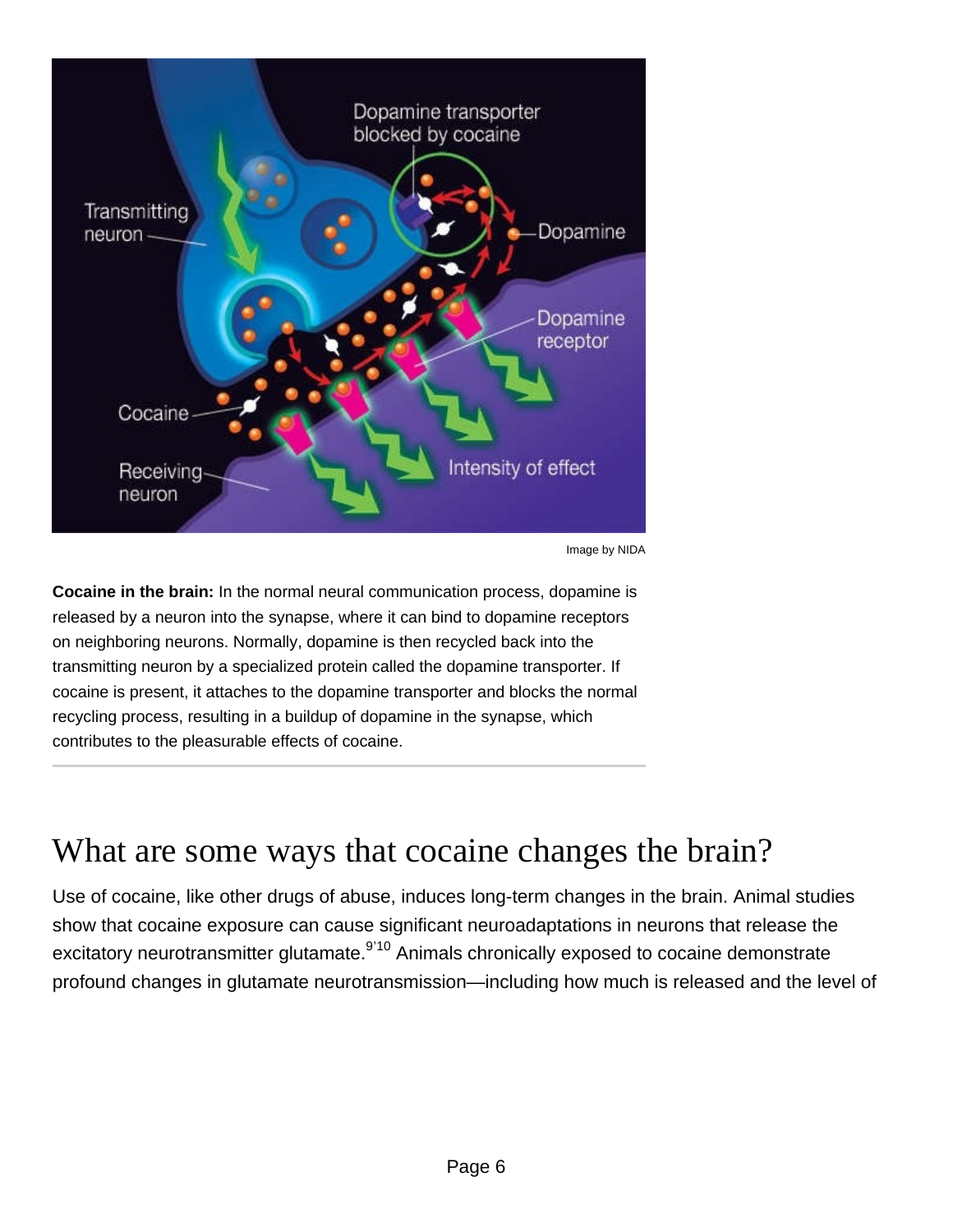Image by NIDA

**Cocaine in the brain:** In the normal neural communication process, dopamine is released by a neuron into the synapse, where it can bind to dopamine receptors on neighboring neurons. Normally, dopamine is then recycled back into the transmitting neuron by a specialized protein called the dopamine transporter. If cocaine is present, it attaches to the dopamine transporter and blocks the normal recycling process, resulting in a buildup of dopamine in the synapse, which contributes to the pleasurable effects of cocaine.

# What are some ways that cocaine changes the brain?

Use of cocaine, like other drugs of abuse, induces long-term changes in the brain. Animal studies show that cocaine exposure can cause significant neuroadaptations in neurons that release the excitatory neurotransmitter glutamate.[9,10] Animals chronically exposed to cocaine demonstrate profound changes in glutamate neurotransmission—including how much is released and the level of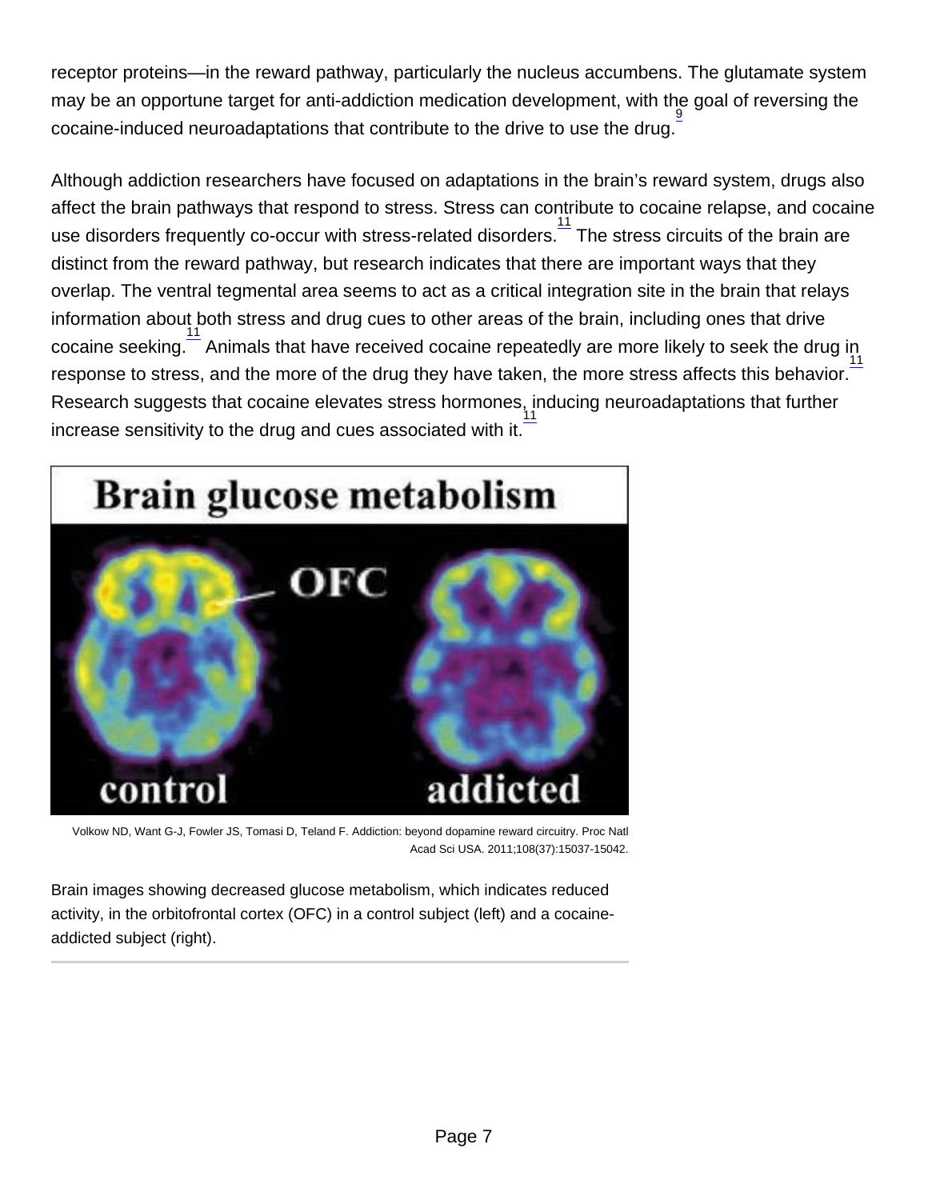receptor proteins—in the reward pathway, particularly the nucleus accumbens. The glutamate system may be an opportune target for anti-addiction medication development, with the goal of reversing the cocaine-induced neuroadaptations that contribute to the drive to use the drug.[9]

Although addiction researchers have focused on adaptations in the brain's reward system, drugs also affect the brain pathways that respond to stress. Stress can contribute to cocaine relapse, and cocaine use disorders frequently co-occur with stress-related disorders.[11] The stress circuits of the brain are distinct from the reward pathway, but research indicates that there are important ways that they overlap. The ventral tegmental area seems to act as a critical integration site in the brain that relays information about both stress and drug cues to other areas of the brain, including ones that drive cocaine seeking.[11] Animals that have received cocaine repeatedly are more likely to seek the drug in response to stress, and the more of the drug they have taken, the more stress affects this behavior.[11] Research suggests that cocaine elevates stress hormones, inducing neuroadaptations that further increase sensitivity to the drug and cues associated with it.[11]

Volkow ND, Want G-J, Fowler JS, Tomasi D, Teland F. Addiction: beyond dopamine reward circuitry. Proc Natl Acad Sci USA. 2011;108(37):15037-15042.

Brain images showing decreased glucose metabolism, which indicates reduced activity, in the orbitofrontal cortex (OFC) in a control subject (left) and a cocaine-addicted subject (right).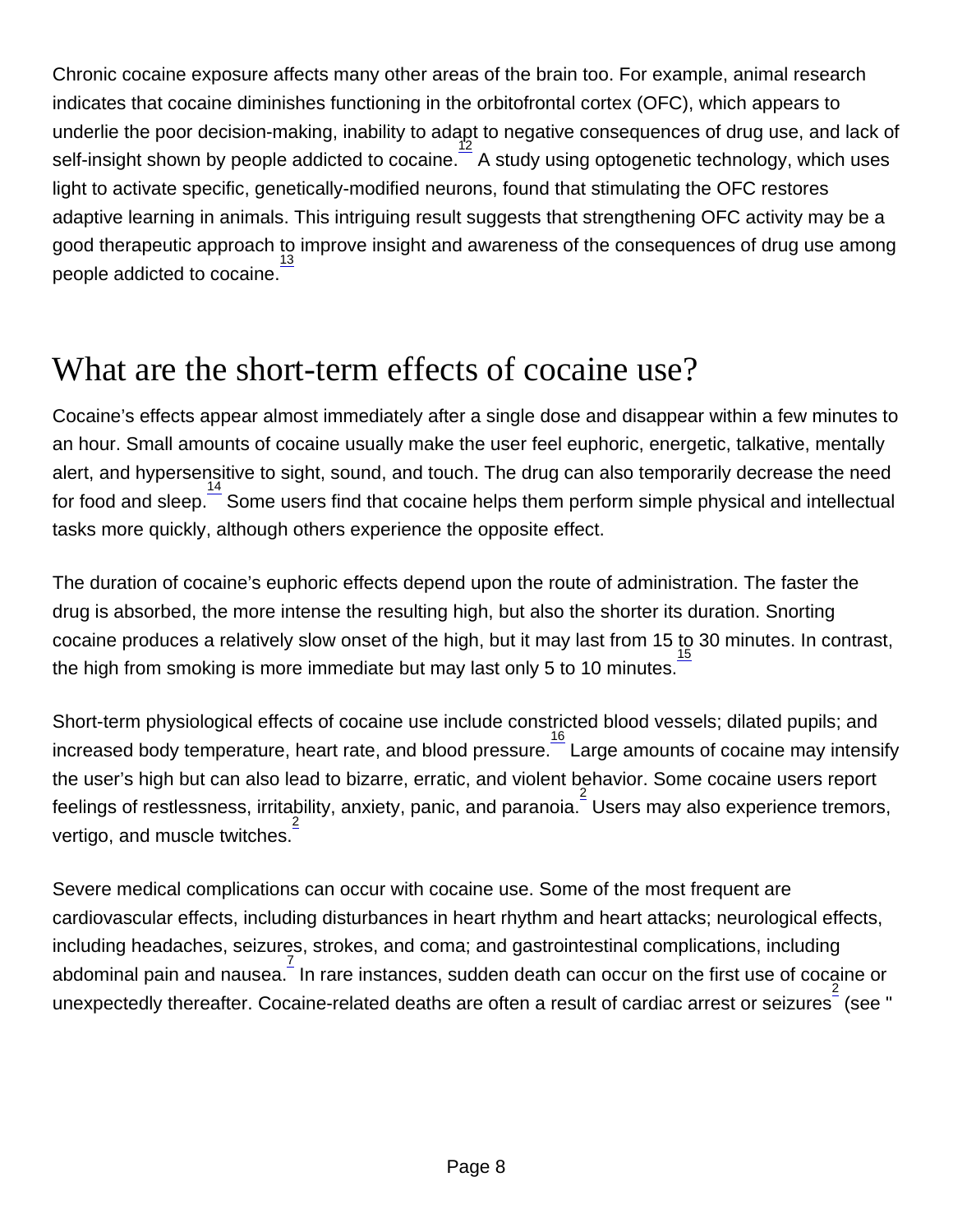Chronic cocaine exposure affects many other areas of the brain too. For example, animal research indicates that cocaine diminishes functioning in the orbitofrontal cortex (OFC), which appears to underlie the poor decision-making, inability to adapt to negative consequences of drug use, and lack of self-insight shown by people addicted to cocaine.[12] A study using optogenetic technology, which uses light to activate specific, genetically-modified neurons, found that stimulating the OFC restores adaptive learning in animals. This intriguing result suggests that strengthening OFC activity may be a good therapeutic approach to improve insight and awareness of the consequences of drug use among people addicted to cocaine.[13]

## What are the short-term effects of cocaine use?

Cocaine's effects appear almost immediately after a single dose and disappear within a few minutes to an hour. Small amounts of cocaine usually make the user feel euphoric, energetic, talkative, mentally alert, and hypersensitive to sight, sound, and touch. The drug can also temporarily decrease the need for food and sleep.[14] Some users find that cocaine helps them perform simple physical and intellectual tasks more quickly, although others experience the opposite effect.

The duration of cocaine's euphoric effects depend upon the route of administration. The faster the drug is absorbed, the more intense the resulting high, but also the shorter its duration. Snorting cocaine produces a relatively slow onset of the high, but it may last from 15 to 30 minutes. In contrast, the high from smoking is more immediate but may last only 5 to 10 minutes.[15]

Short-term physiological effects of cocaine use include constricted blood vessels; dilated pupils; and increased body temperature, heart rate, and blood pressure.[16] Large amounts of cocaine may intensify the user's high but can also lead to bizarre, erratic, and violent behavior. Some cocaine users report feelings of restlessness, irritability, anxiety, panic, and paranoia.[2] Users may also experience tremors, vertigo, and muscle twitches.[2]

Severe medical complications can occur with cocaine use. Some of the most frequent are cardiovascular effects, including disturbances in heart rhythm and heart attacks; neurological effects, including headaches, seizures, strokes, and coma; and gastrointestinal complications, including abdominal pain and nausea.[7] In rare instances, sudden death can occur on the first use of cocaine or unexpectedly thereafter. Cocaine-related deaths are often a result of cardiac arrest or seizures[2] (see "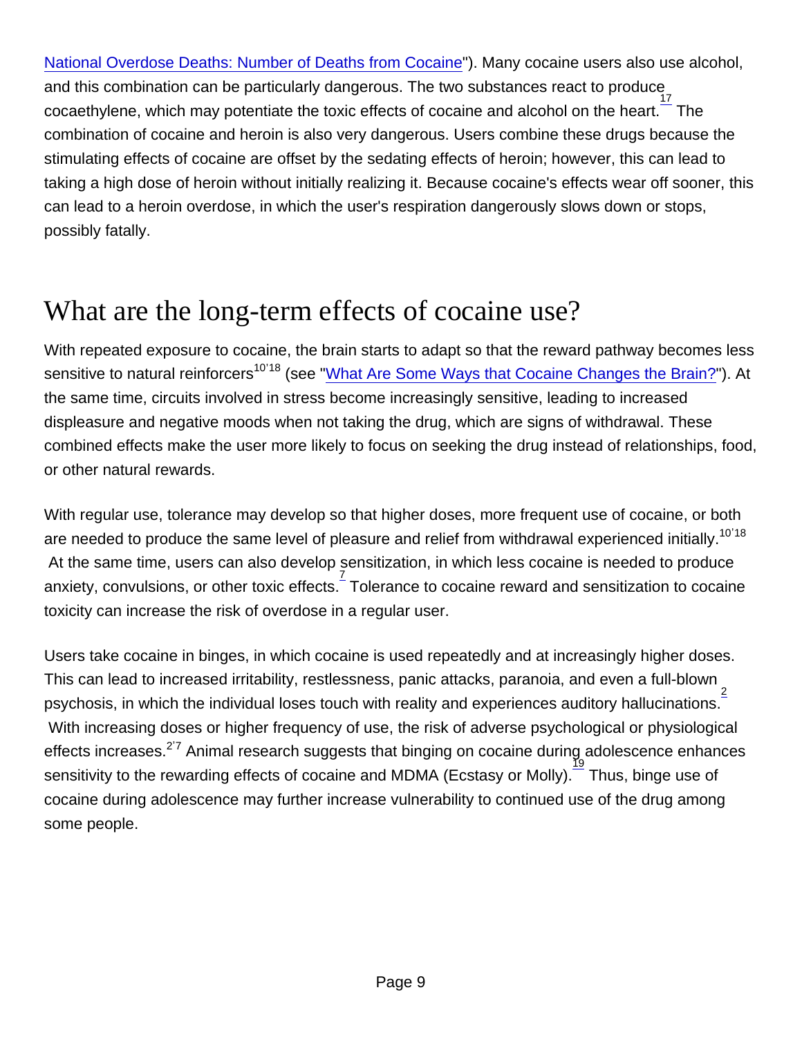National Overdose Deaths: Number of Deaths from Cocaine"). Many cocaine users also use alcohol, and this combination can be particularly dangerous. The two substances react to produce cocaethylene, which may potentiate the toxic effects of cocaine and alcohol on the heart.[17] The combination of cocaine and heroin is also very dangerous. Users combine these drugs because the stimulating effects of cocaine are offset by the sedating effects of heroin; however, this can lead to taking a high dose of heroin without initially realizing it. Because cocaine's effects wear off sooner, this can lead to a heroin overdose, in which the user's respiration dangerously slows down or stops, possibly fatally.

# What are the long-term effects of cocaine use?

With repeated exposure to cocaine, the brain starts to adapt so that the reward pathway becomes less sensitive to natural reinforcers[10,18] (see "What Are Some Ways that Cocaine Changes the Brain?"). At the same time, circuits involved in stress become increasingly sensitive, leading to increased displeasure and negative moods when not taking the drug, which are signs of withdrawal. These combined effects make the user more likely to focus on seeking the drug instead of relationships, food, or other natural rewards.

With regular use, tolerance may develop so that higher doses, more frequent use of cocaine, or both are needed to produce the same level of pleasure and relief from withdrawal experienced initially.[10,18] At the same time, users can also develop sensitization, in which less cocaine is needed to produce anxiety, convulsions, or other toxic effects.[7] Tolerance to cocaine reward and sensitization to cocaine toxicity can increase the risk of overdose in a regular user.

Users take cocaine in binges, in which cocaine is used repeatedly and at increasingly higher doses. This can lead to increased irritability, restlessness, panic attacks, paranoia, and even a full-blown psychosis, in which the individual loses touch with reality and experiences auditory hallucinations.[2] With increasing doses or higher frequency of use, the risk of adverse psychological or physiological effects increases.[2,7] Animal research suggests that binging on cocaine during adolescence enhances sensitivity to the rewarding effects of cocaine and MDMA (Ecstasy or Molly).[19] Thus, binge use of cocaine during adolescence may further increase vulnerability to continued use of the drug among some people.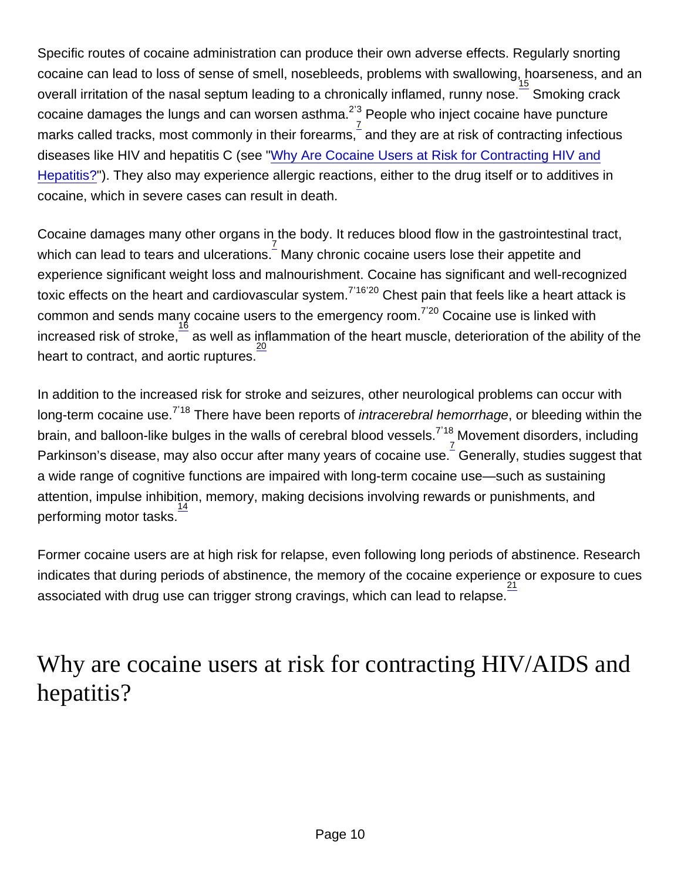Specific routes of cocaine administration can produce their own adverse effects. Regularly snorting cocaine can lead to loss of sense of smell, nosebleeds, problems with swallowing, hoarseness, and an overall irritation of the nasal septum leading to a chronically inflamed, runny nose.[15] Smoking crack cocaine damages the lungs and can worsen asthma.[2,3] People who inject cocaine have puncture marks called tracks, most commonly in their forearms,[7] and they are at risk of contracting infectious diseases like HIV and hepatitis C (see "Why Are Cocaine Users at Risk for Contracting HIV and Hepatitis?"). They also may experience allergic reactions, either to the drug itself or to additives in cocaine, which in severe cases can result in death.

Cocaine damages many other organs in the body. It reduces blood flow in the gastrointestinal tract, which can lead to tears and ulcerations.[7] Many chronic cocaine users lose their appetite and experience significant weight loss and malnourishment. Cocaine has significant and well-recognized toxic effects on the heart and cardiovascular system.[7,16,20] Chest pain that feels like a heart attack is common and sends many cocaine users to the emergency room.[7,20] Cocaine use is linked with increased risk of stroke,[16] as well as inflammation of the heart muscle, deterioration of the ability of the heart to contract, and aortic ruptures.[20]

In addition to the increased risk for stroke and seizures, other neurological problems can occur with long-term cocaine use.[7,18] There have been reports of *intracerebral hemorrhage*, or bleeding within the brain, and balloon-like bulges in the walls of cerebral blood vessels.[7,18] Movement disorders, including Parkinson's disease, may also occur after many years of cocaine use.[7] Generally, studies suggest that a wide range of cognitive functions are impaired with long-term cocaine use—such as sustaining attention, impulse inhibition, memory, making decisions involving rewards or punishments, and performing motor tasks.[14]

Former cocaine users are at high risk for relapse, even following long periods of abstinence. Research indicates that during periods of abstinence, the memory of the cocaine experience or exposure to cues associated with drug use can trigger strong cravings, which can lead to relapse.[21]

# Why are cocaine users at risk for contracting HIV/AIDS and hepatitis?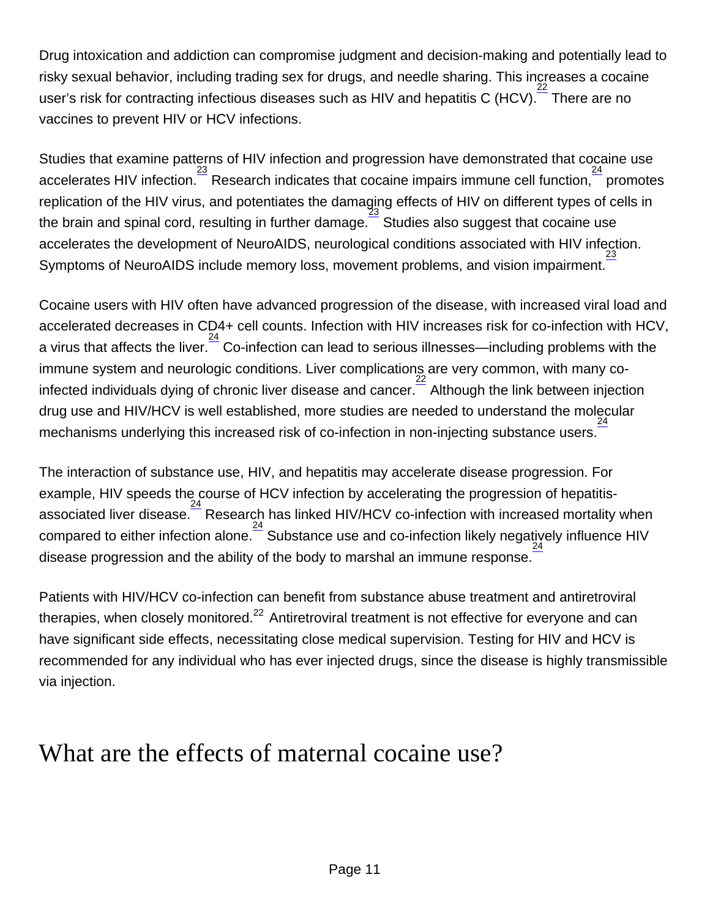Drug intoxication and addiction can compromise judgment and decision-making and potentially lead to risky sexual behavior, including trading sex for drugs, and needle sharing. This increases a cocaine user's risk for contracting infectious diseases such as HIV and hepatitis C (HCV).[22] There are no vaccines to prevent HIV or HCV infections.

Studies that examine patterns of HIV infection and progression have demonstrated that cocaine use accelerates HIV infection.[23] Research indicates that cocaine impairs immune cell function,[24] promotes replication of the HIV virus, and potentiates the damaging effects of HIV on different types of cells in the brain and spinal cord, resulting in further damage.[23] Studies also suggest that cocaine use accelerates the development of NeuroAIDS, neurological conditions associated with HIV infection. Symptoms of NeuroAIDS include memory loss, movement problems, and vision impairment.[23]

Cocaine users with HIV often have advanced progression of the disease, with increased viral load and accelerated decreases in CD4+ cell counts. Infection with HIV increases risk for co-infection with HCV, a virus that affects the liver.[24] Co-infection can lead to serious illnesses—including problems with the immune system and neurologic conditions. Liver complications are very common, with many co-infected individuals dying of chronic liver disease and cancer.[22] Although the link between injection drug use and HIV/HCV is well established, more studies are needed to understand the molecular mechanisms underlying this increased risk of co-infection in non-injecting substance users.[24]

The interaction of substance use, HIV, and hepatitis may accelerate disease progression. For example, HIV speeds the course of HCV infection by accelerating the progression of hepatitis-associated liver disease.[24] Research has linked HIV/HCV co-infection with increased mortality when compared to either infection alone.[24] Substance use and co-infection likely negatively influence HIV disease progression and the ability of the body to marshal an immune response.[24]

Patients with HIV/HCV co-infection can benefit from substance abuse treatment and antiretroviral therapies, when closely monitored.[22] Antiretroviral treatment is not effective for everyone and can have significant side effects, necessitating close medical supervision. Testing for HIV and HCV is recommended for any individual who has ever injected drugs, since the disease is highly transmissible via injection.

# What are the effects of maternal cocaine use?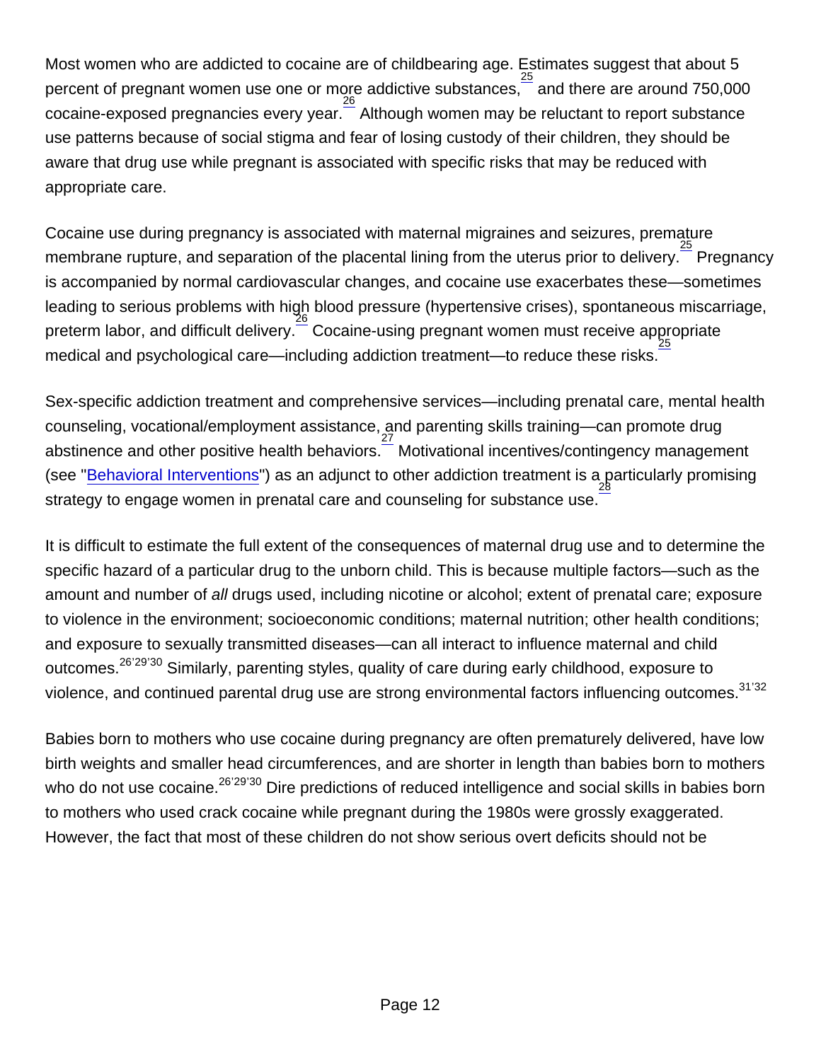Most women who are addicted to cocaine are of childbearing age. Estimates suggest that about 5 percent of pregnant women use one or more addictive substances,[25] and there are around 750,000 cocaine-exposed pregnancies every year.[26] Although women may be reluctant to report substance use patterns because of social stigma and fear of losing custody of their children, they should be aware that drug use while pregnant is associated with specific risks that may be reduced with appropriate care.

Cocaine use during pregnancy is associated with maternal migraines and seizures, premature membrane rupture, and separation of the placental lining from the uterus prior to delivery.[25] Pregnancy is accompanied by normal cardiovascular changes, and cocaine use exacerbates these—sometimes leading to serious problems with high blood pressure (hypertensive crises), spontaneous miscarriage, preterm labor, and difficult delivery.[26] Cocaine-using pregnant women must receive appropriate medical and psychological care—including addiction treatment—to reduce these risks.[25]

Sex-specific addiction treatment and comprehensive services—including prenatal care, mental health counseling, vocational/employment assistance, and parenting skills training—can promote drug abstinence and other positive health behaviors.[27] Motivational incentives/contingency management (see "Behavioral Interventions") as an adjunct to other addiction treatment is a particularly promising strategy to engage women in prenatal care and counseling for substance use.[28]

It is difficult to estimate the full extent of the consequences of maternal drug use and to determine the specific hazard of a particular drug to the unborn child. This is because multiple factors—such as the amount and number of *all* drugs used, including nicotine or alcohol; extent of prenatal care; exposure to violence in the environment; socioeconomic conditions; maternal nutrition; other health conditions; and exposure to sexually transmitted diseases—can all interact to influence maternal and child outcomes.[26,29,30] Similarly, parenting styles, quality of care during early childhood, exposure to violence, and continued parental drug use are strong environmental factors influencing outcomes.[31,32]

Babies born to mothers who use cocaine during pregnancy are often prematurely delivered, have low birth weights and smaller head circumferences, and are shorter in length than babies born to mothers who do not use cocaine.[26,29,30] Dire predictions of reduced intelligence and social skills in babies born to mothers who used crack cocaine while pregnant during the 1980s were grossly exaggerated. However, the fact that most of these children do not show serious overt deficits should not be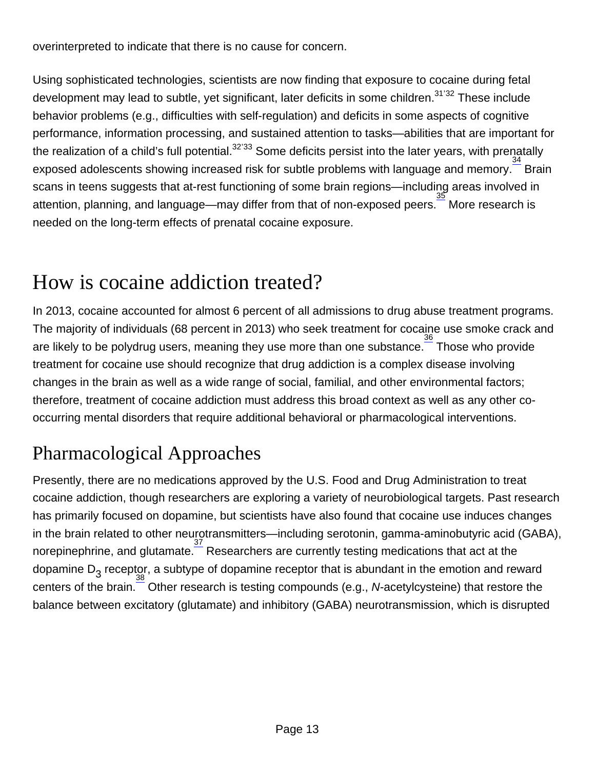overinterpreted to indicate that there is no cause for concern.

Using sophisticated technologies, scientists are now finding that exposure to cocaine during fetal development may lead to subtle, yet significant, later deficits in some children.[31,32] These include behavior problems (e.g., difficulties with self-regulation) and deficits in some aspects of cognitive performance, information processing, and sustained attention to tasks—abilities that are important for the realization of a child's full potential.[32,33] Some deficits persist into the later years, with prenatally exposed adolescents showing increased risk for subtle problems with language and memory.[34] Brain scans in teens suggests that at-rest functioning of some brain regions—including areas involved in attention, planning, and language—may differ from that of non-exposed peers.[35] More research is needed on the long-term effects of prenatal cocaine exposure.

# How is cocaine addiction treated?

In 2013, cocaine accounted for almost 6 percent of all admissions to drug abuse treatment programs. The majority of individuals (68 percent in 2013) who seek treatment for cocaine use smoke crack and are likely to be polydrug users, meaning they use more than one substance.[36] Those who provide treatment for cocaine use should recognize that drug addiction is a complex disease involving changes in the brain as well as a wide range of social, familial, and other environmental factors; therefore, treatment of cocaine addiction must address this broad context as well as any other co-occurring mental disorders that require additional behavioral or pharmacological interventions.

## Pharmacological Approaches

Presently, there are no medications approved by the U.S. Food and Drug Administration to treat cocaine addiction, though researchers are exploring a variety of neurobiological targets. Past research has primarily focused on dopamine, but scientists have also found that cocaine use induces changes in the brain related to other neurotransmitters—including serotonin, gamma-aminobutyric acid (GABA), norepinephrine, and glutamate.[37] Researchers are currently testing medications that act at the dopamine $D_3$ receptor, a subtype of dopamine receptor that is abundant in the emotion and reward centers of the brain.[38] Other research is testing compounds (e.g., *N*-acetylcysteine) that restore the balance between excitatory (glutamate) and inhibitory (GABA) neurotransmission, which is disrupted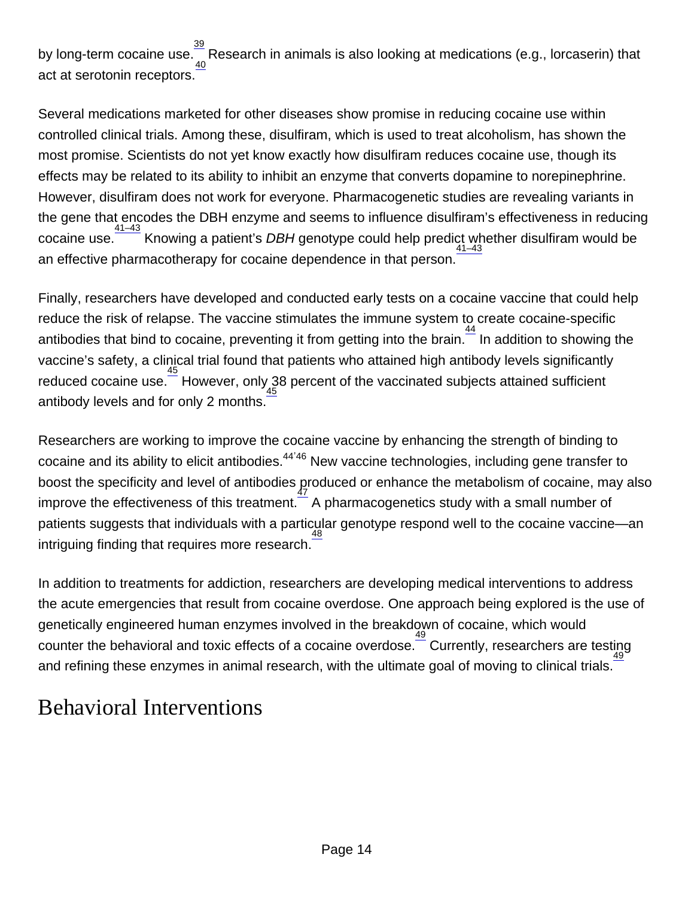by long-term cocaine use.[39] Research in animals is also looking at medications (e.g., lorcaserin) that act at serotonin receptors.[40]

Several medications marketed for other diseases show promise in reducing cocaine use within controlled clinical trials. Among these, disulfiram, which is used to treat alcoholism, has shown the most promise. Scientists do not yet know exactly how disulfiram reduces cocaine use, though its effects may be related to its ability to inhibit an enzyme that converts dopamine to norepinephrine. However, disulfiram does not work for everyone. Pharmacogenetic studies are revealing variants in the gene that encodes the DBH enzyme and seems to influence disulfiram's effectiveness in reducing cocaine use.[41–43] Knowing a patient's *DBH* genotype could help predict whether disulfiram would be an effective pharmacotherapy for cocaine dependence in that person.[41–43]

Finally, researchers have developed and conducted early tests on a cocaine vaccine that could help reduce the risk of relapse. The vaccine stimulates the immune system to create cocaine-specific antibodies that bind to cocaine, preventing it from getting into the brain.[44] In addition to showing the vaccine's safety, a clinical trial found that patients who attained high antibody levels significantly reduced cocaine use.[45] However, only 38 percent of the vaccinated subjects attained sufficient antibody levels and for only 2 months.[45]

Researchers are working to improve the cocaine vaccine by enhancing the strength of binding to cocaine and its ability to elicit antibodies.[44,46] New vaccine technologies, including gene transfer to boost the specificity and level of antibodies produced or enhance the metabolism of cocaine, may also improve the effectiveness of this treatment.[47] A pharmacogenetics study with a small number of patients suggests that individuals with a particular genotype respond well to the cocaine vaccine—an intriguing finding that requires more research.[48]

In addition to treatments for addiction, researchers are developing medical interventions to address the acute emergencies that result from cocaine overdose. One approach being explored is the use of genetically engineered human enzymes involved in the breakdown of cocaine, which would counter the behavioral and toxic effects of a cocaine overdose.[49] Currently, researchers are testing and refining these enzymes in animal research, with the ultimate goal of moving to clinical trials.[49]

## Behavioral Interventions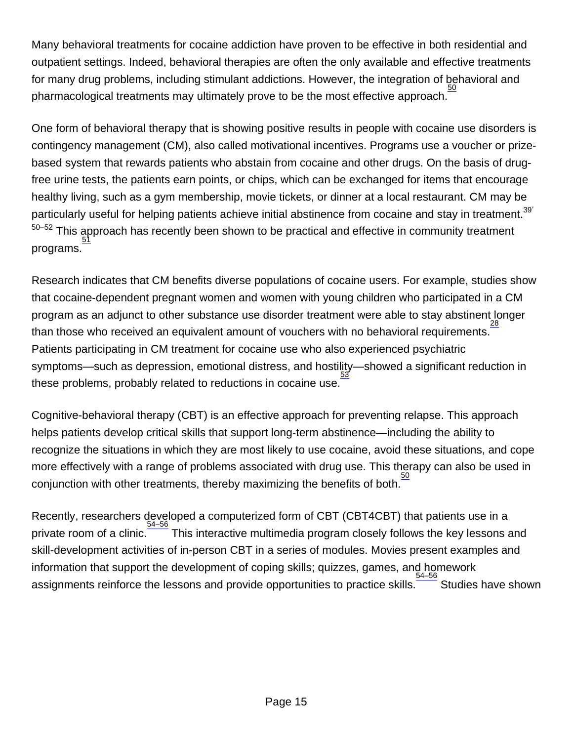Many behavioral treatments for cocaine addiction have proven to be effective in both residential and outpatient settings. Indeed, behavioral therapies are often the only available and effective treatments for many drug problems, including stimulant addictions. However, the integration of behavioral and pharmacological treatments may ultimately prove to be the most effective approach.[50]

One form of behavioral therapy that is showing positive results in people with cocaine use disorders is contingency management (CM), also called motivational incentives. Programs use a voucher or prize-based system that rewards patients who abstain from cocaine and other drugs. On the basis of drug-free urine tests, the patients earn points, or chips, which can be exchanged for items that encourage healthy living, such as a gym membership, movie tickets, or dinner at a local restaurant. CM may be particularly useful for helping patients achieve initial abstinence from cocaine and stay in treatment.[39, 50–52] This approach has recently been shown to be practical and effective in community treatment programs.[51]

Research indicates that CM benefits diverse populations of cocaine users. For example, studies show that cocaine-dependent pregnant women and women with young children who participated in a CM program as an adjunct to other substance use disorder treatment were able to stay abstinent longer than those who received an equivalent amount of vouchers with no behavioral requirements.[28] Patients participating in CM treatment for cocaine use who also experienced psychiatric symptoms—such as depression, emotional distress, and hostility—showed a significant reduction in these problems, probably related to reductions in cocaine use.[53]

Cognitive-behavioral therapy (CBT) is an effective approach for preventing relapse. This approach helps patients develop critical skills that support long-term abstinence—including the ability to recognize the situations in which they are most likely to use cocaine, avoid these situations, and cope more effectively with a range of problems associated with drug use. This therapy can also be used in conjunction with other treatments, thereby maximizing the benefits of both.[50]

Recently, researchers developed a computerized form of CBT (CBT4CBT) that patients use in a private room of a clinic.[54–56] This interactive multimedia program closely follows the key lessons and skill-development activities of in-person CBT in a series of modules. Movies present examples and information that support the development of coping skills; quizzes, games, and homework assignments reinforce the lessons and provide opportunities to practice skills.[54–56] Studies have shown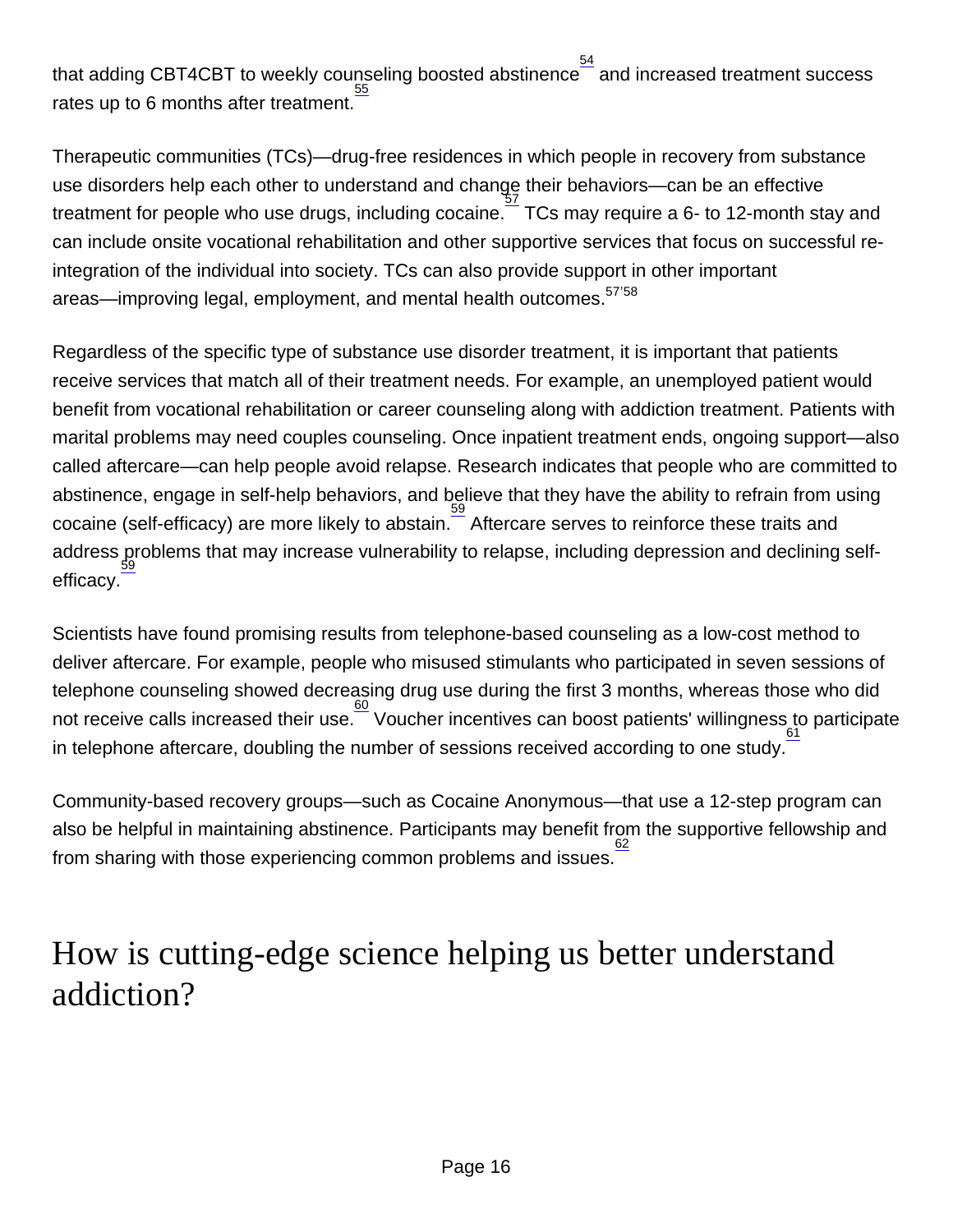that adding CBT4CBT to weekly counseling boosted abstinence[54] and increased treatment success rates up to 6 months after treatment.[55]

Therapeutic communities (TCs)—drug-free residences in which people in recovery from substance use disorders help each other to understand and change their behaviors—can be an effective treatment for people who use drugs, including cocaine.[57] TCs may require a 6- to 12-month stay and can include onsite vocational rehabilitation and other supportive services that focus on successful re-integration of the individual into society. TCs can also provide support in other important areas—improving legal, employment, and mental health outcomes.[57,58]

Regardless of the specific type of substance use disorder treatment, it is important that patients receive services that match all of their treatment needs. For example, an unemployed patient would benefit from vocational rehabilitation or career counseling along with addiction treatment. Patients with marital problems may need couples counseling. Once inpatient treatment ends, ongoing support—also called aftercare—can help people avoid relapse. Research indicates that people who are committed to abstinence, engage in self-help behaviors, and believe that they have the ability to refrain from using cocaine (self-efficacy) are more likely to abstain.[59] Aftercare serves to reinforce these traits and address problems that may increase vulnerability to relapse, including depression and declining self-efficacy.[59]

Scientists have found promising results from telephone-based counseling as a low-cost method to deliver aftercare. For example, people who misused stimulants who participated in seven sessions of telephone counseling showed decreasing drug use during the first 3 months, whereas those who did not receive calls increased their use.[60] Voucher incentives can boost patients' willingness to participate in telephone aftercare, doubling the number of sessions received according to one study.[61]

Community-based recovery groups—such as Cocaine Anonymous—that use a 12-step program can also be helpful in maintaining abstinence. Participants may benefit from the supportive fellowship and from sharing with those experiencing common problems and issues.[62]

# How is cutting-edge science helping us better understand addiction?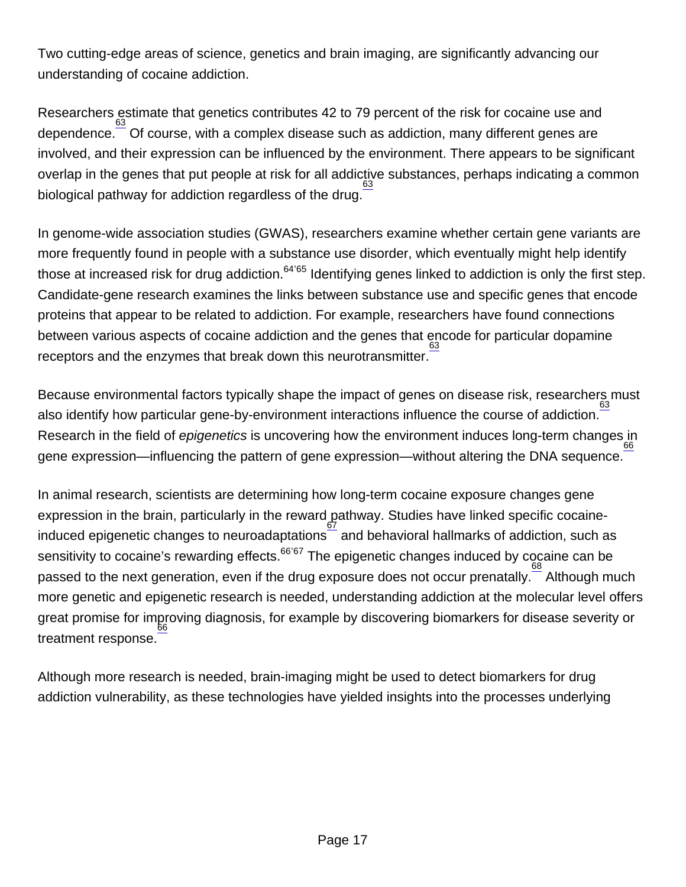Two cutting-edge areas of science, genetics and brain imaging, are significantly advancing our understanding of cocaine addiction.

Researchers estimate that genetics contributes 42 to 79 percent of the risk for cocaine use and dependence.[63] Of course, with a complex disease such as addiction, many different genes are involved, and their expression can be influenced by the environment. There appears to be significant overlap in the genes that put people at risk for all addictive substances, perhaps indicating a common biological pathway for addiction regardless of the drug.[63]

In genome-wide association studies (GWAS), researchers examine whether certain gene variants are more frequently found in people with a substance use disorder, which eventually might help identify those at increased risk for drug addiction.[64,65] Identifying genes linked to addiction is only the first step. Candidate-gene research examines the links between substance use and specific genes that encode proteins that appear to be related to addiction. For example, researchers have found connections between various aspects of cocaine addiction and the genes that encode for particular dopamine receptors and the enzymes that break down this neurotransmitter.[63]

Because environmental factors typically shape the impact of genes on disease risk, researchers must also identify how particular gene-by-environment interactions influence the course of addiction.[63] Research in the field of *epigenetics* is uncovering how the environment induces long-term changes in gene expression—influencing the pattern of gene expression—without altering the DNA sequence.[66]

In animal research, scientists are determining how long-term cocaine exposure changes gene expression in the brain, particularly in the reward pathway. Studies have linked specific cocaine-induced epigenetic changes to neuroadaptations[67] and behavioral hallmarks of addiction, such as sensitivity to cocaine's rewarding effects.[66,67] The epigenetic changes induced by cocaine can be passed to the next generation, even if the drug exposure does not occur prenatally.[68] Although much more genetic and epigenetic research is needed, understanding addiction at the molecular level offers great promise for improving diagnosis, for example by discovering biomarkers for disease severity or treatment response.[66]

Although more research is needed, brain-imaging might be used to detect biomarkers for drug addiction vulnerability, as these technologies have yielded insights into the processes underlying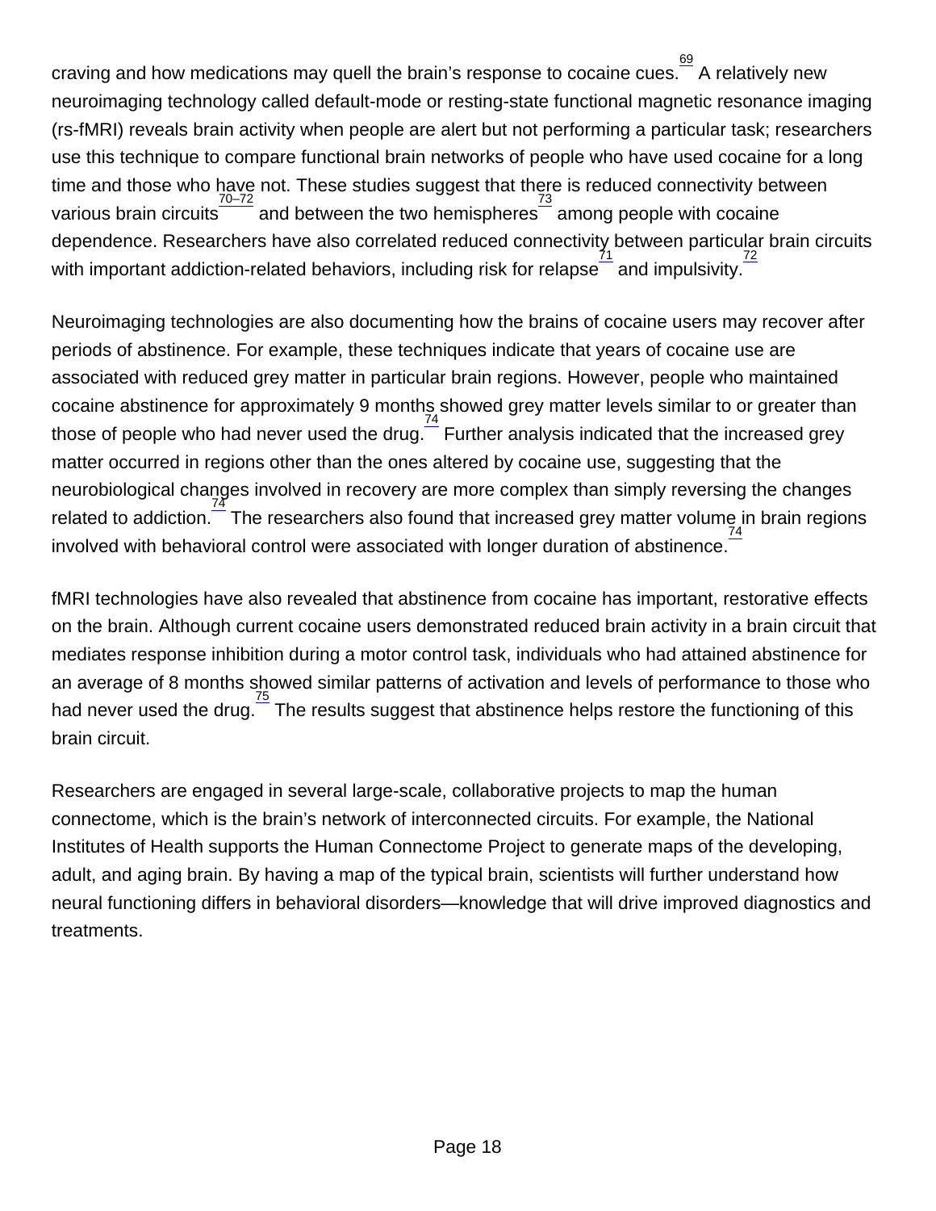craving and how medications may quell the brain's response to cocaine cues.[69] A relatively new neuroimaging technology called default-mode or resting-state functional magnetic resonance imaging (rs-fMRI) reveals brain activity when people are alert but not performing a particular task; researchers use this technique to compare functional brain networks of people who have used cocaine for a long time and those who have not. These studies suggest that there is reduced connectivity between various brain circuits[70–72] and between the two hemispheres[73] among people with cocaine dependence. Researchers have also correlated reduced connectivity between particular brain circuits with important addiction-related behaviors, including risk for relapse[71] and impulsivity.[72]

Neuroimaging technologies are also documenting how the brains of cocaine users may recover after periods of abstinence. For example, these techniques indicate that years of cocaine use are associated with reduced grey matter in particular brain regions. However, people who maintained cocaine abstinence for approximately 9 months showed grey matter levels similar to or greater than those of people who had never used the drug.[74] Further analysis indicated that the increased grey matter occurred in regions other than the ones altered by cocaine use, suggesting that the neurobiological changes involved in recovery are more complex than simply reversing the changes related to addiction.[74] The researchers also found that increased grey matter volume in brain regions involved with behavioral control were associated with longer duration of abstinence.[74]

fMRI technologies have also revealed that abstinence from cocaine has important, restorative effects on the brain. Although current cocaine users demonstrated reduced brain activity in a brain circuit that mediates response inhibition during a motor control task, individuals who had attained abstinence for an average of 8 months showed similar patterns of activation and levels of performance to those who had never used the drug.[75] The results suggest that abstinence helps restore the functioning of this brain circuit.

Researchers are engaged in several large-scale, collaborative projects to map the human connectome, which is the brain's network of interconnected circuits. For example, the National Institutes of Health supports the Human Connectome Project to generate maps of the developing, adult, and aging brain. By having a map of the typical brain, scientists will further understand how neural functioning differs in behavioral disorders—knowledge that will drive improved diagnostics and treatments.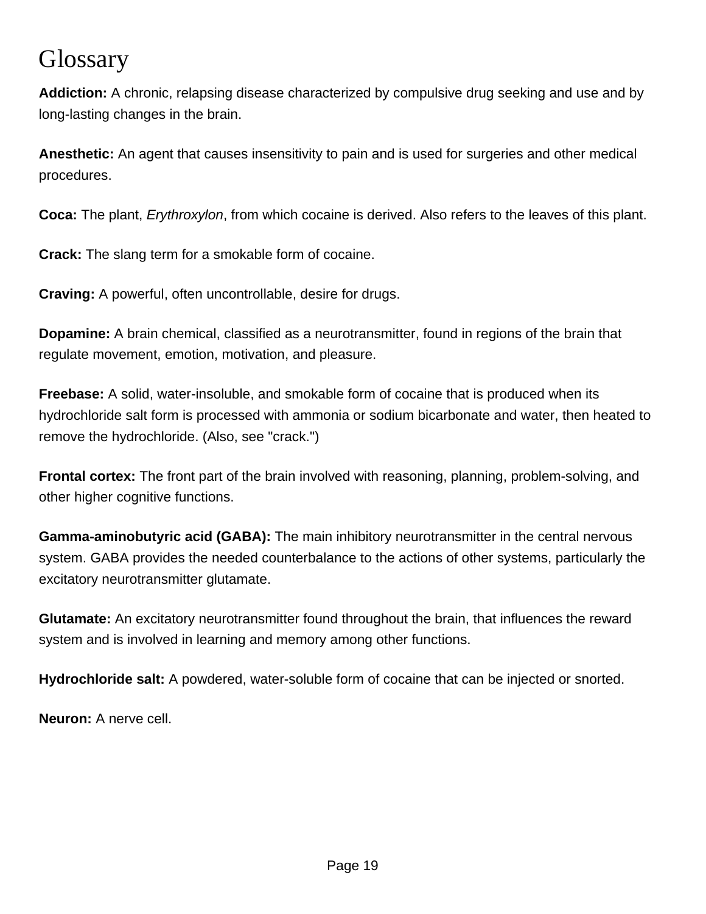# Glossary

**Addiction:** A chronic, relapsing disease characterized by compulsive drug seeking and use and by long-lasting changes in the brain.

**Anesthetic:** An agent that causes insensitivity to pain and is used for surgeries and other medical procedures.

**Coca:** The plant, *Erythroxylon*, from which cocaine is derived. Also refers to the leaves of this plant.

**Crack:** The slang term for a smokable form of cocaine.

**Craving:** A powerful, often uncontrollable, desire for drugs.

**Dopamine:** A brain chemical, classified as a neurotransmitter, found in regions of the brain that regulate movement, emotion, motivation, and pleasure.

**Freebase:** A solid, water-insoluble, and smokable form of cocaine that is produced when its hydrochloride salt form is processed with ammonia or sodium bicarbonate and water, then heated to remove the hydrochloride. (Also, see "crack.")

**Frontal cortex:** The front part of the brain involved with reasoning, planning, problem-solving, and other higher cognitive functions.

**Gamma-aminobutyric acid (GABA):** The main inhibitory neurotransmitter in the central nervous system. GABA provides the needed counterbalance to the actions of other systems, particularly the excitatory neurotransmitter glutamate.

**Glutamate:** An excitatory neurotransmitter found throughout the brain, that influences the reward system and is involved in learning and memory among other functions.

**Hydrochloride salt:** A powdered, water-soluble form of cocaine that can be injected or snorted.

**Neuron:** A nerve cell.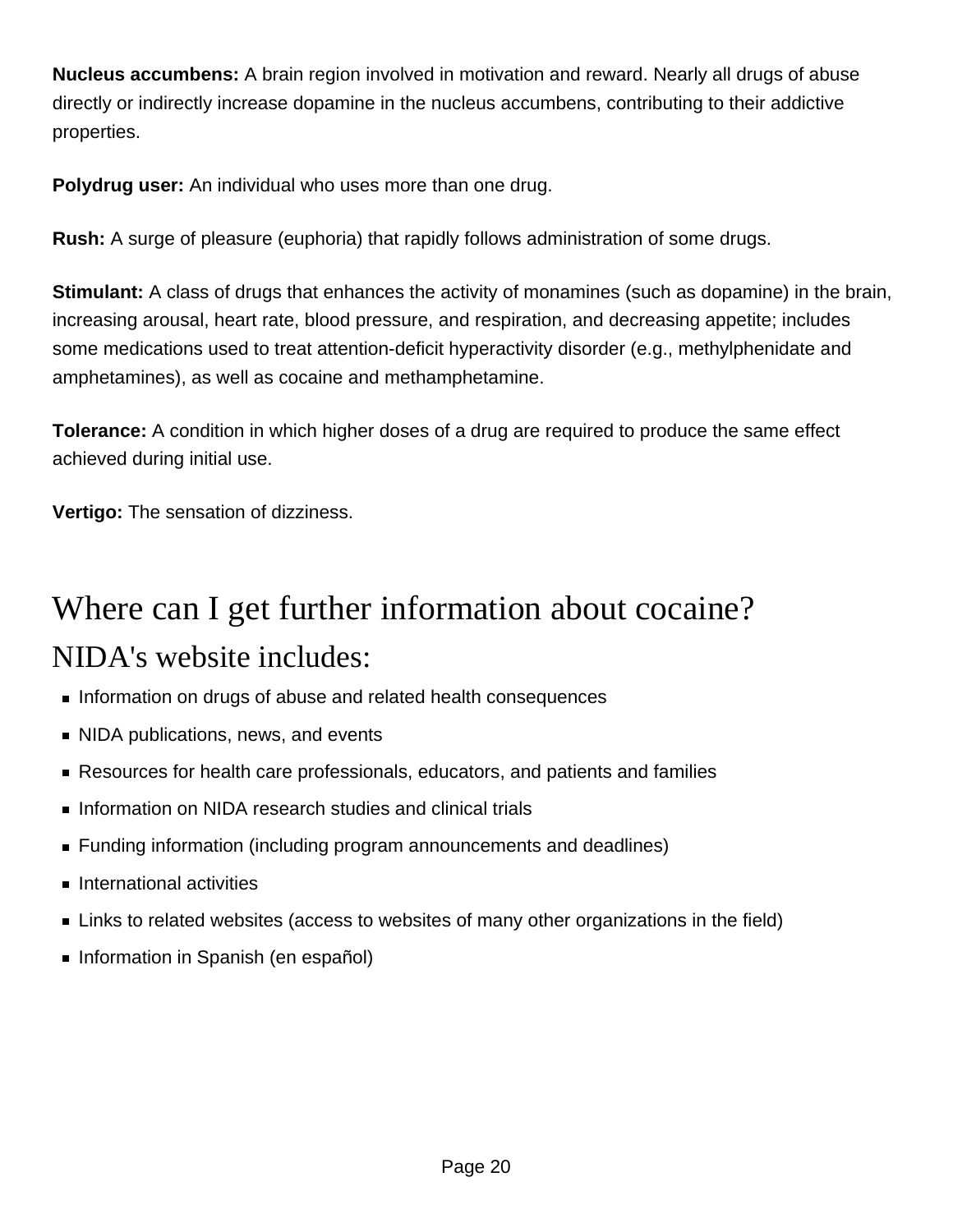**Nucleus accumbens:** A brain region involved in motivation and reward. Nearly all drugs of abuse directly or indirectly increase dopamine in the nucleus accumbens, contributing to their addictive properties.

**Polydrug user:** An individual who uses more than one drug.

**Rush:** A surge of pleasure (euphoria) that rapidly follows administration of some drugs.

**Stimulant:** A class of drugs that enhances the activity of monamines (such as dopamine) in the brain, increasing arousal, heart rate, blood pressure, and respiration, and decreasing appetite; includes some medications used to treat attention-deficit hyperactivity disorder (e.g., methylphenidate and amphetamines), as well as cocaine and methamphetamine.

**Tolerance:** A condition in which higher doses of a drug are required to produce the same effect achieved during initial use.

**Vertigo:** The sensation of dizziness.

# Where can I get further information about cocaine?

## NIDA's website includes:

- Information on drugs of abuse and related health consequences
- NIDA publications, news, and events
- Resources for health care professionals, educators, and patients and families
- Information on NIDA research studies and clinical trials
- Funding information (including program announcements and deadlines)
- International activities
- Links to related websites (access to websites of many other organizations in the field)
- Information in Spanish (en español)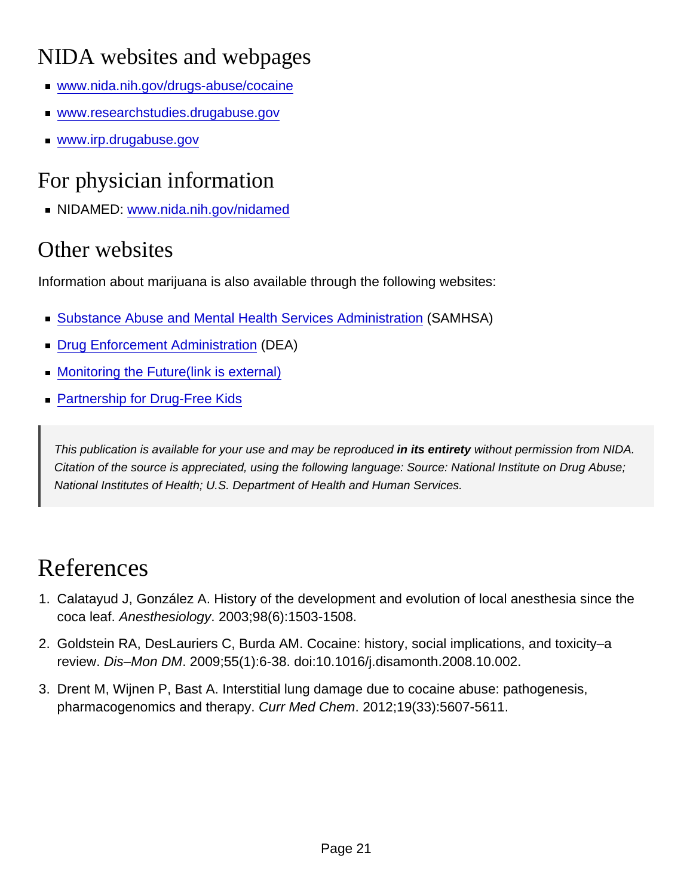## NIDA websites and webpages

- www.nida.nih.gov/drugs-abuse/cocaine
- www.researchstudies.drugabuse.gov
- www.irp.drugabuse.gov

## For physician information

- NIDAMED: www.nida.nih.gov/nidamed

## Other websites

Information about marijuana is also available through the following websites:

- Substance Abuse and Mental Health Services Administration (SAMHSA)
- Drug Enforcement Administration (DEA)
- Monitoring the Future(link is external)
- Partnership for Drug-Free Kids

> *This publication is available for your use and may be reproduced* ***in its entirety*** *without permission from NIDA. Citation of the source is appreciated, using the following language: Source: National Institute on Drug Abuse; National Institutes of Health; U.S. Department of Health and Human Services.*

# References

1. Calatayud J, González A. History of the development and evolution of local anesthesia since the coca leaf. *Anesthesiology*. 2003;98(6):1503-1508.
2. Goldstein RA, DesLauriers C, Burda AM. Cocaine: history, social implications, and toxicity–a review. *Dis–Mon DM*. 2009;55(1):6-38. doi:10.1016/j.disamonth.2008.10.002.
3. Drent M, Wijnen P, Bast A. Interstitial lung damage due to cocaine abuse: pathogenesis, pharmacogenomics and therapy. *Curr Med Chem*. 2012;19(33):5607-5611.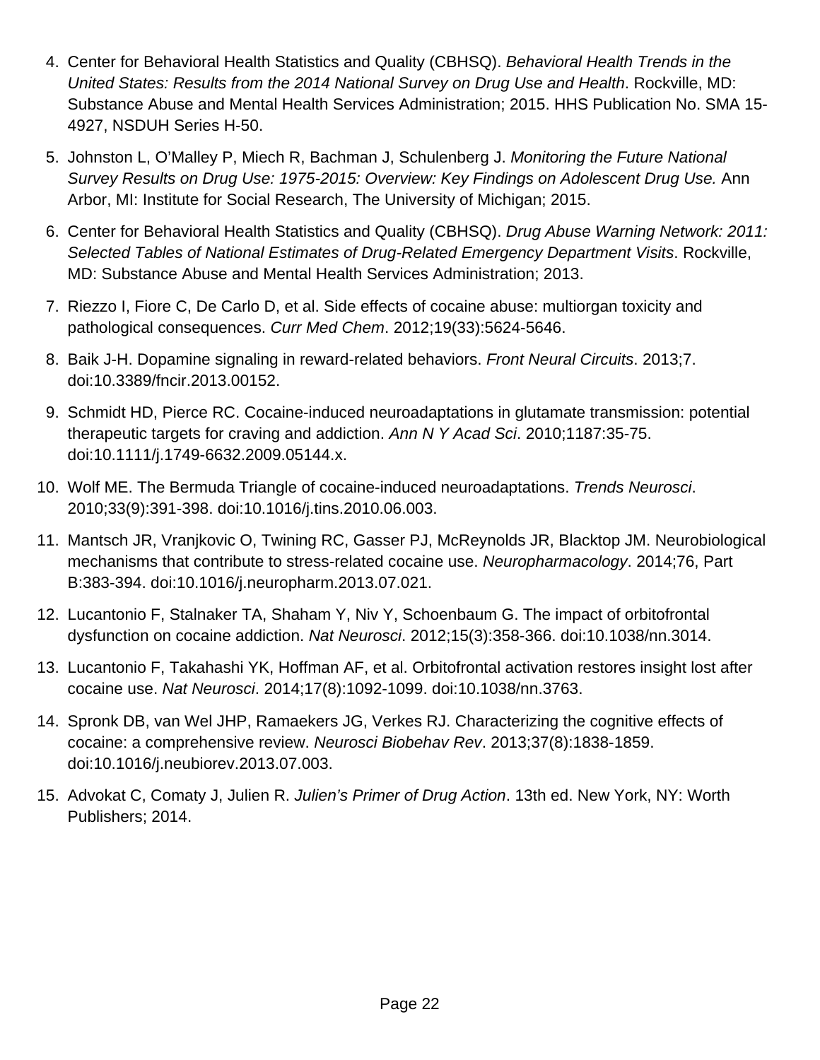4. Center for Behavioral Health Statistics and Quality (CBHSQ). *Behavioral Health Trends in the United States: Results from the 2014 National Survey on Drug Use and Health*. Rockville, MD: Substance Abuse and Mental Health Services Administration; 2015. HHS Publication No. SMA 15-4927, NSDUH Series H-50.
5. Johnston L, O'Malley P, Miech R, Bachman J, Schulenberg J. *Monitoring the Future National Survey Results on Drug Use: 1975-2015: Overview: Key Findings on Adolescent Drug Use.* Ann Arbor, MI: Institute for Social Research, The University of Michigan; 2015.
6. Center for Behavioral Health Statistics and Quality (CBHSQ). *Drug Abuse Warning Network: 2011: Selected Tables of National Estimates of Drug-Related Emergency Department Visits*. Rockville, MD: Substance Abuse and Mental Health Services Administration; 2013.
7. Riezzo I, Fiore C, De Carlo D, et al. Side effects of cocaine abuse: multiorgan toxicity and pathological consequences. *Curr Med Chem*. 2012;19(33):5624-5646.
8. Baik J-H. Dopamine signaling in reward-related behaviors. *Front Neural Circuits*. 2013;7. doi:10.3389/fncir.2013.00152.
9. Schmidt HD, Pierce RC. Cocaine-induced neuroadaptations in glutamate transmission: potential therapeutic targets for craving and addiction. *Ann N Y Acad Sci*. 2010;1187:35-75. doi:10.1111/j.1749-6632.2009.05144.x.
10. Wolf ME. The Bermuda Triangle of cocaine-induced neuroadaptations. *Trends Neurosci*. 2010;33(9):391-398. doi:10.1016/j.tins.2010.06.003.
11. Mantsch JR, Vranjkovic O, Twining RC, Gasser PJ, McReynolds JR, Blacktop JM. Neurobiological mechanisms that contribute to stress-related cocaine use. *Neuropharmacology*. 2014;76, Part B:383-394. doi:10.1016/j.neuropharm.2013.07.021.
12. Lucantonio F, Stalnaker TA, Shaham Y, Niv Y, Schoenbaum G. The impact of orbitofrontal dysfunction on cocaine addiction. *Nat Neurosci*. 2012;15(3):358-366. doi:10.1038/nn.3014.
13. Lucantonio F, Takahashi YK, Hoffman AF, et al. Orbitofrontal activation restores insight lost after cocaine use. *Nat Neurosci*. 2014;17(8):1092-1099. doi:10.1038/nn.3763.
14. Spronk DB, van Wel JHP, Ramaekers JG, Verkes RJ. Characterizing the cognitive effects of cocaine: a comprehensive review. *Neurosci Biobehav Rev*. 2013;37(8):1838-1859. doi:10.1016/j.neubiorev.2013.07.003.
15. Advokat C, Comaty J, Julien R. *Julien's Primer of Drug Action*. 13th ed. New York, NY: Worth Publishers; 2014.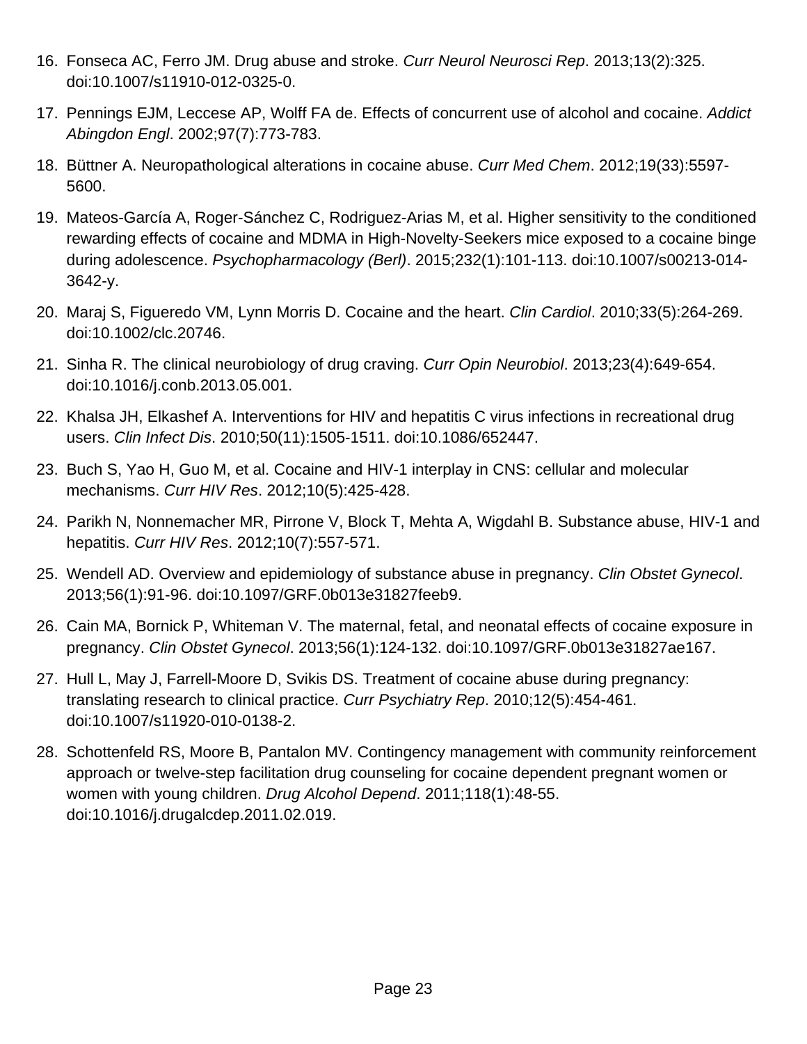16. Fonseca AC, Ferro JM. Drug abuse and stroke. *Curr Neurol Neurosci Rep*. 2013;13(2):325. doi:10.1007/s11910-012-0325-0.
17. Pennings EJM, Leccese AP, Wolff FA de. Effects of concurrent use of alcohol and cocaine. *Addict Abingdon Engl*. 2002;97(7):773-783.
18. Büttner A. Neuropathological alterations in cocaine abuse. *Curr Med Chem*. 2012;19(33):5597-5600.
19. Mateos-García A, Roger-Sánchez C, Rodriguez-Arias M, et al. Higher sensitivity to the conditioned rewarding effects of cocaine and MDMA in High-Novelty-Seekers mice exposed to a cocaine binge during adolescence. *Psychopharmacology (Berl)*. 2015;232(1):101-113. doi:10.1007/s00213-014-3642-y.
20. Maraj S, Figueredo VM, Lynn Morris D. Cocaine and the heart. *Clin Cardiol*. 2010;33(5):264-269. doi:10.1002/clc.20746.
21. Sinha R. The clinical neurobiology of drug craving. *Curr Opin Neurobiol*. 2013;23(4):649-654. doi:10.1016/j.conb.2013.05.001.
22. Khalsa JH, Elkashef A. Interventions for HIV and hepatitis C virus infections in recreational drug users. *Clin Infect Dis*. 2010;50(11):1505-1511. doi:10.1086/652447.
23. Buch S, Yao H, Guo M, et al. Cocaine and HIV-1 interplay in CNS: cellular and molecular mechanisms. *Curr HIV Res*. 2012;10(5):425-428.
24. Parikh N, Nonnemacher MR, Pirrone V, Block T, Mehta A, Wigdahl B. Substance abuse, HIV-1 and hepatitis. *Curr HIV Res*. 2012;10(7):557-571.
25. Wendell AD. Overview and epidemiology of substance abuse in pregnancy. *Clin Obstet Gynecol*. 2013;56(1):91-96. doi:10.1097/GRF.0b013e31827feeb9.
26. Cain MA, Bornick P, Whiteman V. The maternal, fetal, and neonatal effects of cocaine exposure in pregnancy. *Clin Obstet Gynecol*. 2013;56(1):124-132. doi:10.1097/GRF.0b013e31827ae167.
27. Hull L, May J, Farrell-Moore D, Svikis DS. Treatment of cocaine abuse during pregnancy: translating research to clinical practice. *Curr Psychiatry Rep*. 2010;12(5):454-461. doi:10.1007/s11920-010-0138-2.
28. Schottenfeld RS, Moore B, Pantalon MV. Contingency management with community reinforcement approach or twelve-step facilitation drug counseling for cocaine dependent pregnant women or women with young children. *Drug Alcohol Depend*. 2011;118(1):48-55. doi:10.1016/j.drugalcdep.2011.02.019.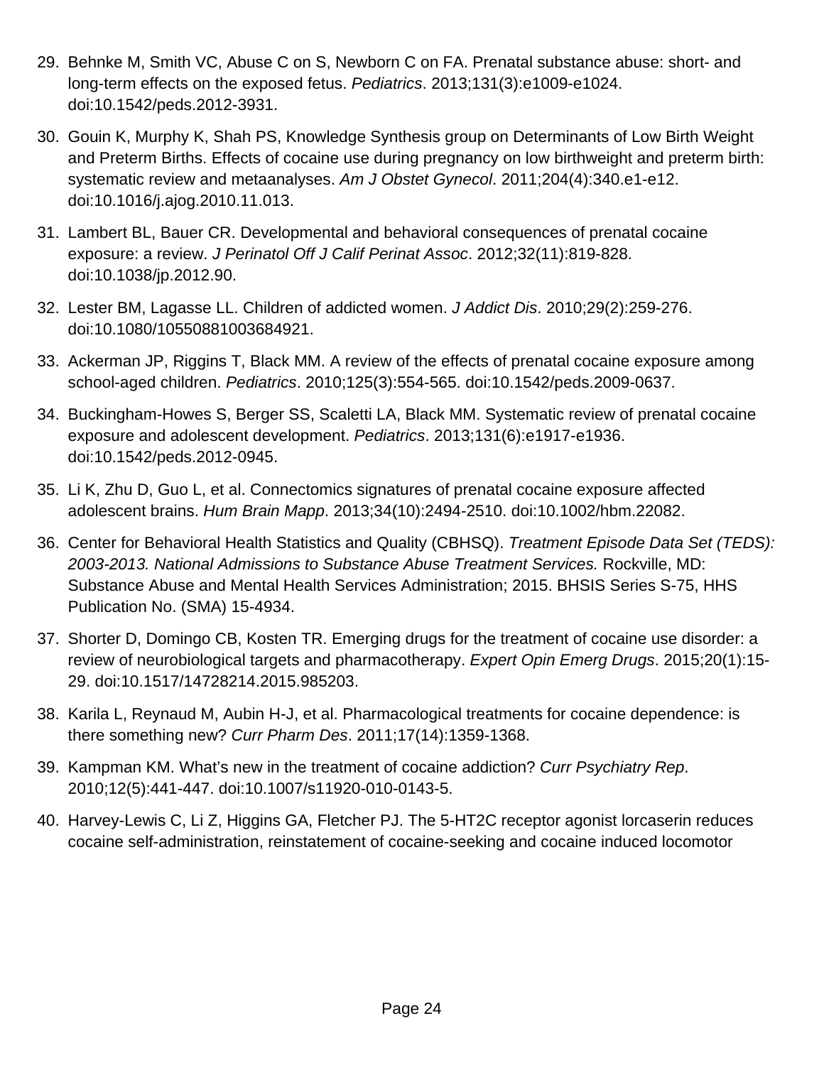29. Behnke M, Smith VC, Abuse C on S, Newborn C on FA. Prenatal substance abuse: short- and long-term effects on the exposed fetus. *Pediatrics*. 2013;131(3):e1009-e1024. doi:10.1542/peds.2012-3931.
30. Gouin K, Murphy K, Shah PS, Knowledge Synthesis group on Determinants of Low Birth Weight and Preterm Births. Effects of cocaine use during pregnancy on low birthweight and preterm birth: systematic review and metaanalyses. *Am J Obstet Gynecol*. 2011;204(4):340.e1-e12. doi:10.1016/j.ajog.2010.11.013.
31. Lambert BL, Bauer CR. Developmental and behavioral consequences of prenatal cocaine exposure: a review. *J Perinatol Off J Calif Perinat Assoc*. 2012;32(11):819-828. doi:10.1038/jp.2012.90.
32. Lester BM, Lagasse LL. Children of addicted women. *J Addict Dis*. 2010;29(2):259-276. doi:10.1080/10550881003684921.
33. Ackerman JP, Riggins T, Black MM. A review of the effects of prenatal cocaine exposure among school-aged children. *Pediatrics*. 2010;125(3):554-565. doi:10.1542/peds.2009-0637.
34. Buckingham-Howes S, Berger SS, Scaletti LA, Black MM. Systematic review of prenatal cocaine exposure and adolescent development. *Pediatrics*. 2013;131(6):e1917-e1936. doi:10.1542/peds.2012-0945.
35. Li K, Zhu D, Guo L, et al. Connectomics signatures of prenatal cocaine exposure affected adolescent brains. *Hum Brain Mapp*. 2013;34(10):2494-2510. doi:10.1002/hbm.22082.
36. Center for Behavioral Health Statistics and Quality (CBHSQ). *Treatment Episode Data Set (TEDS): 2003-2013. National Admissions to Substance Abuse Treatment Services.* Rockville, MD: Substance Abuse and Mental Health Services Administration; 2015. BHSIS Series S-75, HHS Publication No. (SMA) 15-4934.
37. Shorter D, Domingo CB, Kosten TR. Emerging drugs for the treatment of cocaine use disorder: a review of neurobiological targets and pharmacotherapy. *Expert Opin Emerg Drugs*. 2015;20(1):15-29. doi:10.1517/14728214.2015.985203.
38. Karila L, Reynaud M, Aubin H-J, et al. Pharmacological treatments for cocaine dependence: is there something new? *Curr Pharm Des*. 2011;17(14):1359-1368.
39. Kampman KM. What's new in the treatment of cocaine addiction? *Curr Psychiatry Rep*. 2010;12(5):441-447. doi:10.1007/s11920-010-0143-5.
40. Harvey-Lewis C, Li Z, Higgins GA, Fletcher PJ. The 5-HT2C receptor agonist lorcaserin reduces cocaine self-administration, reinstatement of cocaine-seeking and cocaine induced locomotor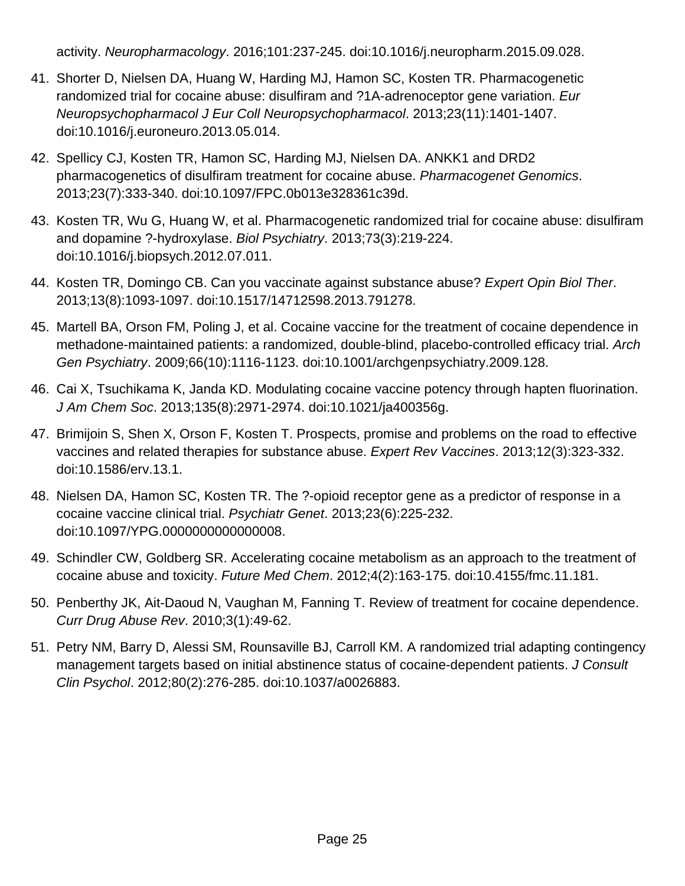activity. *Neuropharmacology*. 2016;101:237-245. doi:10.1016/j.neuropharm.2015.09.028.

41. Shorter D, Nielsen DA, Huang W, Harding MJ, Hamon SC, Kosten TR. Pharmacogenetic randomized trial for cocaine abuse: disulfiram and ?1A-adrenoceptor gene variation. *Eur Neuropsychopharmacol J Eur Coll Neuropsychopharmacol*. 2013;23(11):1401-1407. doi:10.1016/j.euroneuro.2013.05.014.
42. Spellicy CJ, Kosten TR, Hamon SC, Harding MJ, Nielsen DA. ANKK1 and DRD2 pharmacogenetics of disulfiram treatment for cocaine abuse. *Pharmacogenet Genomics*. 2013;23(7):333-340. doi:10.1097/FPC.0b013e328361c39d.
43. Kosten TR, Wu G, Huang W, et al. Pharmacogenetic randomized trial for cocaine abuse: disulfiram and dopamine ?-hydroxylase. *Biol Psychiatry*. 2013;73(3):219-224. doi:10.1016/j.biopsych.2012.07.011.
44. Kosten TR, Domingo CB. Can you vaccinate against substance abuse? *Expert Opin Biol Ther*. 2013;13(8):1093-1097. doi:10.1517/14712598.2013.791278.
45. Martell BA, Orson FM, Poling J, et al. Cocaine vaccine for the treatment of cocaine dependence in methadone-maintained patients: a randomized, double-blind, placebo-controlled efficacy trial. *Arch Gen Psychiatry*. 2009;66(10):1116-1123. doi:10.1001/archgenpsychiatry.2009.128.
46. Cai X, Tsuchikama K, Janda KD. Modulating cocaine vaccine potency through hapten fluorination. *J Am Chem Soc*. 2013;135(8):2971-2974. doi:10.1021/ja400356g.
47. Brimijoin S, Shen X, Orson F, Kosten T. Prospects, promise and problems on the road to effective vaccines and related therapies for substance abuse. *Expert Rev Vaccines*. 2013;12(3):323-332. doi:10.1586/erv.13.1.
48. Nielsen DA, Hamon SC, Kosten TR. The ?-opioid receptor gene as a predictor of response in a cocaine vaccine clinical trial. *Psychiatr Genet*. 2013;23(6):225-232. doi:10.1097/YPG.0000000000000008.
49. Schindler CW, Goldberg SR. Accelerating cocaine metabolism as an approach to the treatment of cocaine abuse and toxicity. *Future Med Chem*. 2012;4(2):163-175. doi:10.4155/fmc.11.181.
50. Penberthy JK, Ait-Daoud N, Vaughan M, Fanning T. Review of treatment for cocaine dependence. *Curr Drug Abuse Rev*. 2010;3(1):49-62.
51. Petry NM, Barry D, Alessi SM, Rounsaville BJ, Carroll KM. A randomized trial adapting contingency management targets based on initial abstinence status of cocaine-dependent patients. *J Consult Clin Psychol*. 2012;80(2):276-285. doi:10.1037/a0026883.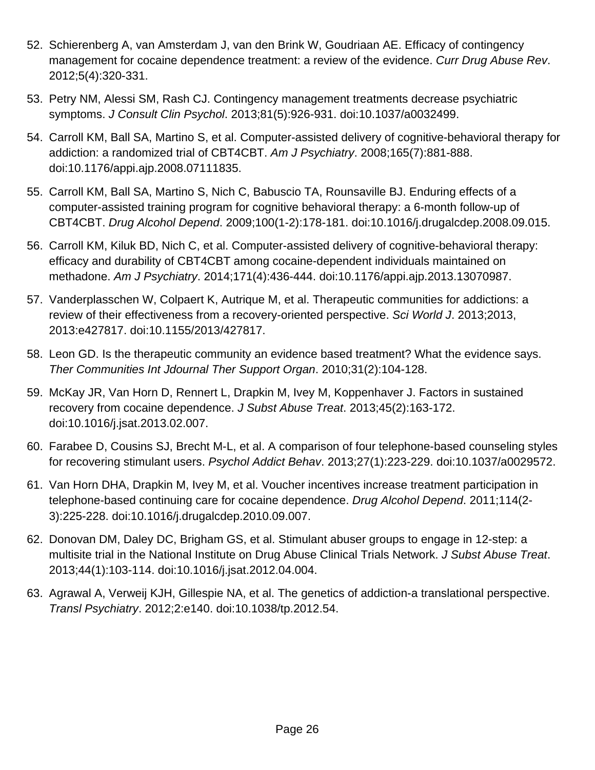52. Schierenberg A, van Amsterdam J, van den Brink W, Goudriaan AE. Efficacy of contingency management for cocaine dependence treatment: a review of the evidence. *Curr Drug Abuse Rev*. 2012;5(4):320-331.

53. Petry NM, Alessi SM, Rash CJ. Contingency management treatments decrease psychiatric symptoms. *J Consult Clin Psychol*. 2013;81(5):926-931. doi:10.1037/a0032499.

54. Carroll KM, Ball SA, Martino S, et al. Computer-assisted delivery of cognitive-behavioral therapy for addiction: a randomized trial of CBT4CBT. *Am J Psychiatry*. 2008;165(7):881-888. doi:10.1176/appi.ajp.2008.07111835.

55. Carroll KM, Ball SA, Martino S, Nich C, Babuscio TA, Rounsaville BJ. Enduring effects of a computer-assisted training program for cognitive behavioral therapy: a 6-month follow-up of CBT4CBT. *Drug Alcohol Depend*. 2009;100(1-2):178-181. doi:10.1016/j.drugalcdep.2008.09.015.

56. Carroll KM, Kiluk BD, Nich C, et al. Computer-assisted delivery of cognitive-behavioral therapy: efficacy and durability of CBT4CBT among cocaine-dependent individuals maintained on methadone. *Am J Psychiatry*. 2014;171(4):436-444. doi:10.1176/appi.ajp.2013.13070987.

57. Vanderplasschen W, Colpaert K, Autrique M, et al. Therapeutic communities for addictions: a review of their effectiveness from a recovery-oriented perspective. *Sci World J*. 2013;2013, 2013:e427817. doi:10.1155/2013/427817.

58. Leon GD. Is the therapeutic community an evidence based treatment? What the evidence says. *Ther Communities Int Jdournal Ther Support Organ*. 2010;31(2):104-128.

59. McKay JR, Van Horn D, Rennert L, Drapkin M, Ivey M, Koppenhaver J. Factors in sustained recovery from cocaine dependence. *J Subst Abuse Treat*. 2013;45(2):163-172. doi:10.1016/j.jsat.2013.02.007.

60. Farabee D, Cousins SJ, Brecht M-L, et al. A comparison of four telephone-based counseling styles for recovering stimulant users. *Psychol Addict Behav*. 2013;27(1):223-229. doi:10.1037/a0029572.

61. Van Horn DHA, Drapkin M, Ivey M, et al. Voucher incentives increase treatment participation in telephone-based continuing care for cocaine dependence. *Drug Alcohol Depend*. 2011;114(2-3):225-228. doi:10.1016/j.drugalcdep.2010.09.007.

62. Donovan DM, Daley DC, Brigham GS, et al. Stimulant abuser groups to engage in 12-step: a multisite trial in the National Institute on Drug Abuse Clinical Trials Network. *J Subst Abuse Treat*. 2013;44(1):103-114. doi:10.1016/j.jsat.2012.04.004.

63. Agrawal A, Verweij KJH, Gillespie NA, et al. The genetics of addiction-a translational perspective. *Transl Psychiatry*. 2012;2:e140. doi:10.1038/tp.2012.54.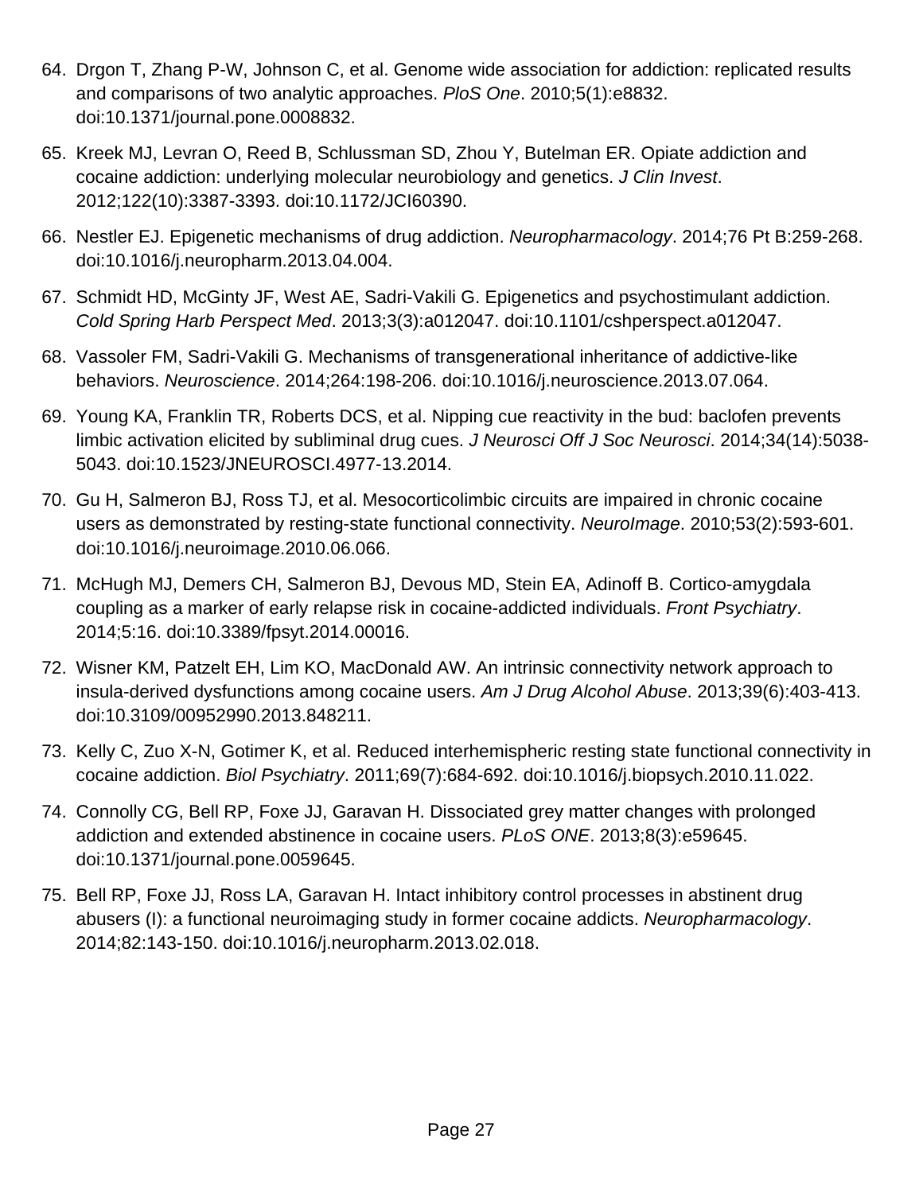64. Drgon T, Zhang P-W, Johnson C, et al. Genome wide association for addiction: replicated results and comparisons of two analytic approaches. *PloS One*. 2010;5(1):e8832. doi:10.1371/journal.pone.0008832.
65. Kreek MJ, Levran O, Reed B, Schlussman SD, Zhou Y, Butelman ER. Opiate addiction and cocaine addiction: underlying molecular neurobiology and genetics. *J Clin Invest*. 2012;122(10):3387-3393. doi:10.1172/JCI60390.
66. Nestler EJ. Epigenetic mechanisms of drug addiction. *Neuropharmacology*. 2014;76 Pt B:259-268. doi:10.1016/j.neuropharm.2013.04.004.
67. Schmidt HD, McGinty JF, West AE, Sadri-Vakili G. Epigenetics and psychostimulant addiction. *Cold Spring Harb Perspect Med*. 2013;3(3):a012047. doi:10.1101/cshperspect.a012047.
68. Vassoler FM, Sadri-Vakili G. Mechanisms of transgenerational inheritance of addictive-like behaviors. *Neuroscience*. 2014;264:198-206. doi:10.1016/j.neuroscience.2013.07.064.
69. Young KA, Franklin TR, Roberts DCS, et al. Nipping cue reactivity in the bud: baclofen prevents limbic activation elicited by subliminal drug cues. *J Neurosci Off J Soc Neurosci*. 2014;34(14):5038-5043. doi:10.1523/JNEUROSCI.4977-13.2014.
70. Gu H, Salmeron BJ, Ross TJ, et al. Mesocorticolimbic circuits are impaired in chronic cocaine users as demonstrated by resting-state functional connectivity. *NeuroImage*. 2010;53(2):593-601. doi:10.1016/j.neuroimage.2010.06.066.
71. McHugh MJ, Demers CH, Salmeron BJ, Devous MD, Stein EA, Adinoff B. Cortico-amygdala coupling as a marker of early relapse risk in cocaine-addicted individuals. *Front Psychiatry*. 2014;5:16. doi:10.3389/fpsyt.2014.00016.
72. Wisner KM, Patzelt EH, Lim KO, MacDonald AW. An intrinsic connectivity network approach to insula-derived dysfunctions among cocaine users. *Am J Drug Alcohol Abuse*. 2013;39(6):403-413. doi:10.3109/00952990.2013.848211.
73. Kelly C, Zuo X-N, Gotimer K, et al. Reduced interhemispheric resting state functional connectivity in cocaine addiction. *Biol Psychiatry*. 2011;69(7):684-692. doi:10.1016/j.biopsych.2010.11.022.
74. Connolly CG, Bell RP, Foxe JJ, Garavan H. Dissociated grey matter changes with prolonged addiction and extended abstinence in cocaine users. *PLoS ONE*. 2013;8(3):e59645. doi:10.1371/journal.pone.0059645.
75. Bell RP, Foxe JJ, Ross LA, Garavan H. Intact inhibitory control processes in abstinent drug abusers (I): a functional neuroimaging study in former cocaine addicts. *Neuropharmacology*. 2014;82:143-150. doi:10.1016/j.neuropharm.2013.02.018.